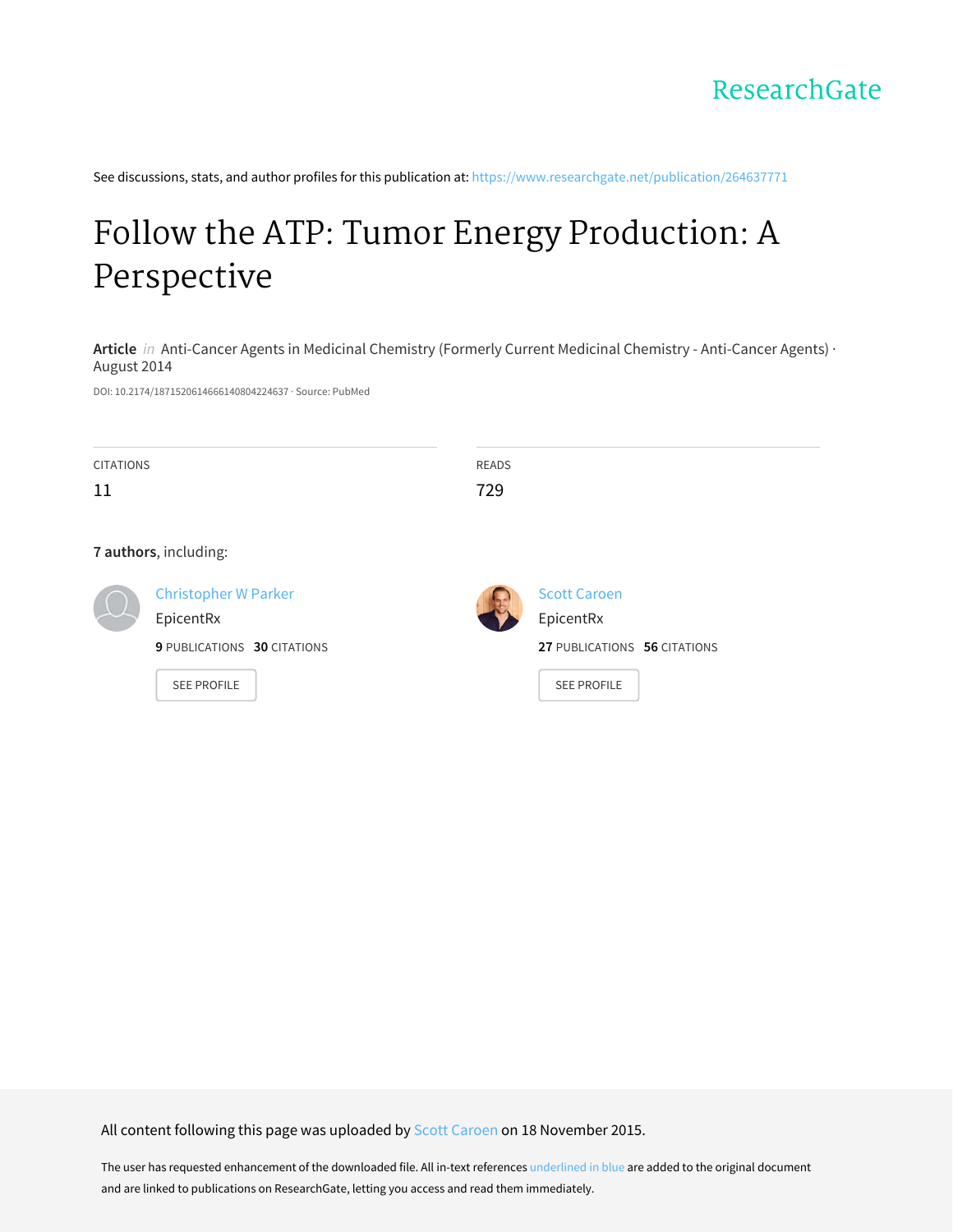ResearchGate

See discussions, stats, and author profiles for this publication at: https://www.researchgate.net/publication/264637771

# Follow the ATP: Tumor Energy Production: A Perspective

**Article** *in* Anti-Cancer Agents in Medicinal Chemistry (Formerly Current Medicinal Chemistry - Anti-Cancer Agents) · August 2014

DOI: 10.2174/1871520614666140804224637 · Source: PubMed

| CITATIONS | READS |
|---|---|
| 11 | 729 |

**7 authors**, including:

Christopher W Parker
EpicentRx
**9** PUBLICATIONS **30** CITATIONS
SEE PROFILE

Scott Caroen
EpicentRx
**27** PUBLICATIONS **56** CITATIONS
SEE PROFILE

All content following this page was uploaded by Scott Caroen on 18 November 2015.

The user has requested enhancement of the downloaded file. All in-text references underlined in blue are added to the original document and are linked to publications on ResearchGate, letting you access and read them immediately.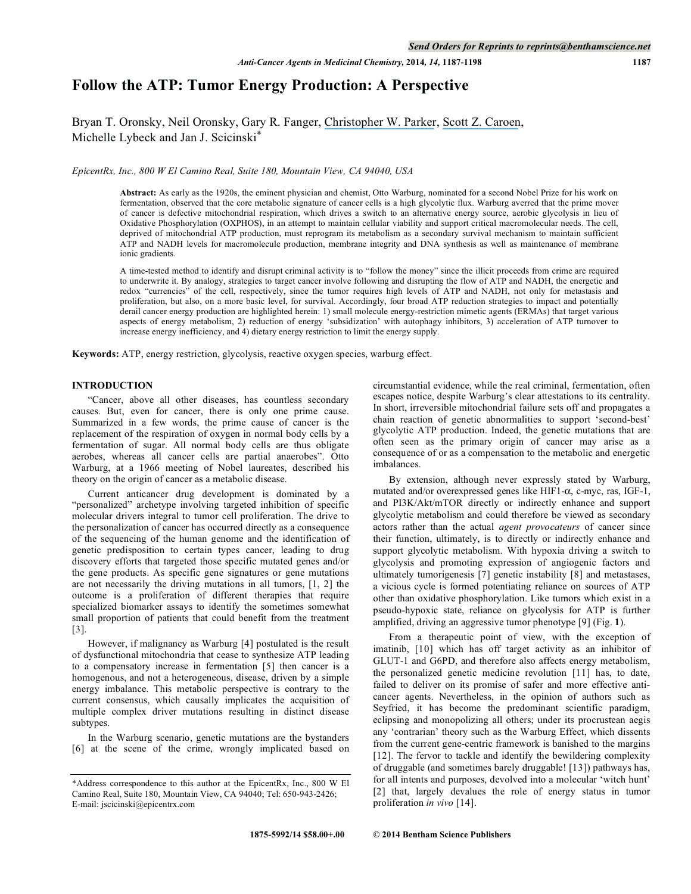# Follow the ATP: Tumor Energy Production: A Perspective

Bryan T. Oronsky, Neil Oronsky, Gary R. Fanger, Christopher W. Parker, Scott Z. Caroen, Michelle Lybeck and Jan J. Scicinski*

*EpicentRx, Inc., 800 W El Camino Real, Suite 180, Mountain View, CA 94040, USA*

**Abstract:** As early as the 1920s, the eminent physician and chemist, Otto Warburg, nominated for a second Nobel Prize for his work on fermentation, observed that the core metabolic signature of cancer cells is a high glycolytic flux. Warburg averred that the prime mover of cancer is defective mitochondrial respiration, which drives a switch to an alternative energy source, aerobic glycolysis in lieu of Oxidative Phosphorylation (OXPHOS), in an attempt to maintain cellular viability and support critical macromolecular needs. The cell, deprived of mitochondrial ATP production, must reprogram its metabolism as a secondary survival mechanism to maintain sufficient ATP and NADH levels for macromolecule production, membrane integrity and DNA synthesis as well as maintenance of membrane ionic gradients.

A time-tested method to identify and disrupt criminal activity is to "follow the money" since the illicit proceeds from crime are required to underwrite it. By analogy, strategies to target cancer involve following and disrupting the flow of ATP and NADH, the energetic and redox "currencies" of the cell, respectively, since the tumor requires high levels of ATP and NADH, not only for metastasis and proliferation, but also, on a more basic level, for survival. Accordingly, four broad ATP reduction strategies to impact and potentially derail cancer energy production are highlighted herein: 1) small molecule energy-restriction mimetic agents (ERMAs) that target various aspects of energy metabolism, 2) reduction of energy 'subsidization' with autophagy inhibitors, 3) acceleration of ATP turnover to increase energy inefficiency, and 4) dietary energy restriction to limit the energy supply.

**Keywords:** ATP, energy restriction, glycolysis, reactive oxygen species, warburg effect.

## INTRODUCTION

"Cancer, above all other diseases, has countless secondary causes. But, even for cancer, there is only one prime cause. Summarized in a few words, the prime cause of cancer is the replacement of the respiration of oxygen in normal body cells by a fermentation of sugar. All normal body cells are thus obligate aerobes, whereas all cancer cells are partial anaerobes". Otto Warburg, at a 1966 meeting of Nobel laureates, described his theory on the origin of cancer as a metabolic disease.

Current anticancer drug development is dominated by a "personalized" archetype involving targeted inhibition of specific molecular drivers integral to tumor cell proliferation. The drive to the personalization of cancer has occurred directly as a consequence of the sequencing of the human genome and the identification of genetic predisposition to certain types cancer, leading to drug discovery efforts that targeted those specific mutated genes and/or the gene products. As specific gene signatures or gene mutations are not necessarily the driving mutations in all tumors, [1, 2] the outcome is a proliferation of different therapies that require specialized biomarker assays to identify the sometimes somewhat small proportion of patients that could benefit from the treatment [3].

However, if malignancy as Warburg [4] postulated is the result of dysfunctional mitochondria that cease to synthesize ATP leading to a compensatory increase in fermentation [5] then cancer is a homogenous, and not a heterogeneous, disease, driven by a simple energy imbalance. This metabolic perspective is contrary to the current consensus, which causally implicates the acquisition of multiple complex driver mutations resulting in distinct disease subtypes.

In the Warburg scenario, genetic mutations are the bystanders [6] at the scene of the crime, wrongly implicated based on circumstantial evidence, while the real criminal, fermentation, often escapes notice, despite Warburg's clear attestations to its centrality. In short, irreversible mitochondrial failure sets off and propagates a chain reaction of genetic abnormalities to support 'second-best' glycolytic ATP production. Indeed, the genetic mutations that are often seen as the primary origin of cancer may arise as a consequence of or as a compensation to the metabolic and energetic imbalances.

By extension, although never expressly stated by Warburg, mutated and/or overexpressed genes like HIF1-α, c-myc, ras, IGF-1, and PI3K/Akt/mTOR directly or indirectly enhance and support glycolytic metabolism and could therefore be viewed as secondary actors rather than the actual *agent provocateurs* of cancer since their function, ultimately, is to directly or indirectly enhance and support glycolytic metabolism. With hypoxia driving a switch to glycolysis and promoting expression of angiogenic factors and ultimately tumorigenesis [7] genetic instability [8] and metastases, a vicious cycle is formed potentiating reliance on sources of ATP other than oxidative phosphorylation. Like tumors which exist in a pseudo-hypoxic state, reliance on glycolysis for ATP is further amplified, driving an aggressive tumor phenotype [9] (Fig. **1**).

From a therapeutic point of view, with the exception of imatinib, [10] which has off target activity as an inhibitor of GLUT-1 and G6PD, and therefore also affects energy metabolism, the personalized genetic medicine revolution [11] has, to date, failed to deliver on its promise of safer and more effective anti-cancer agents. Nevertheless, in the opinion of authors such as Seyfried, it has become the predominant scientific paradigm, eclipsing and monopolizing all others; under its procrustean aegis any 'contrarian' theory such as the Warburg Effect, which dissents from the current gene-centric framework is banished to the margins [12]. The fervor to tackle and identify the bewildering complexity of druggable (and sometimes barely druggable! [13]) pathways has, for all intents and purposes, devolved into a molecular 'witch hunt' [2] that, largely devalues the role of energy status in tumor proliferation *in vivo* [14].

*Address correspondence to this author at the EpicentRx, Inc., 800 W El Camino Real, Suite 180, Mountain View, CA 94040; Tel: 650-943-2426; E-mail: jscicinski@epicentrx.com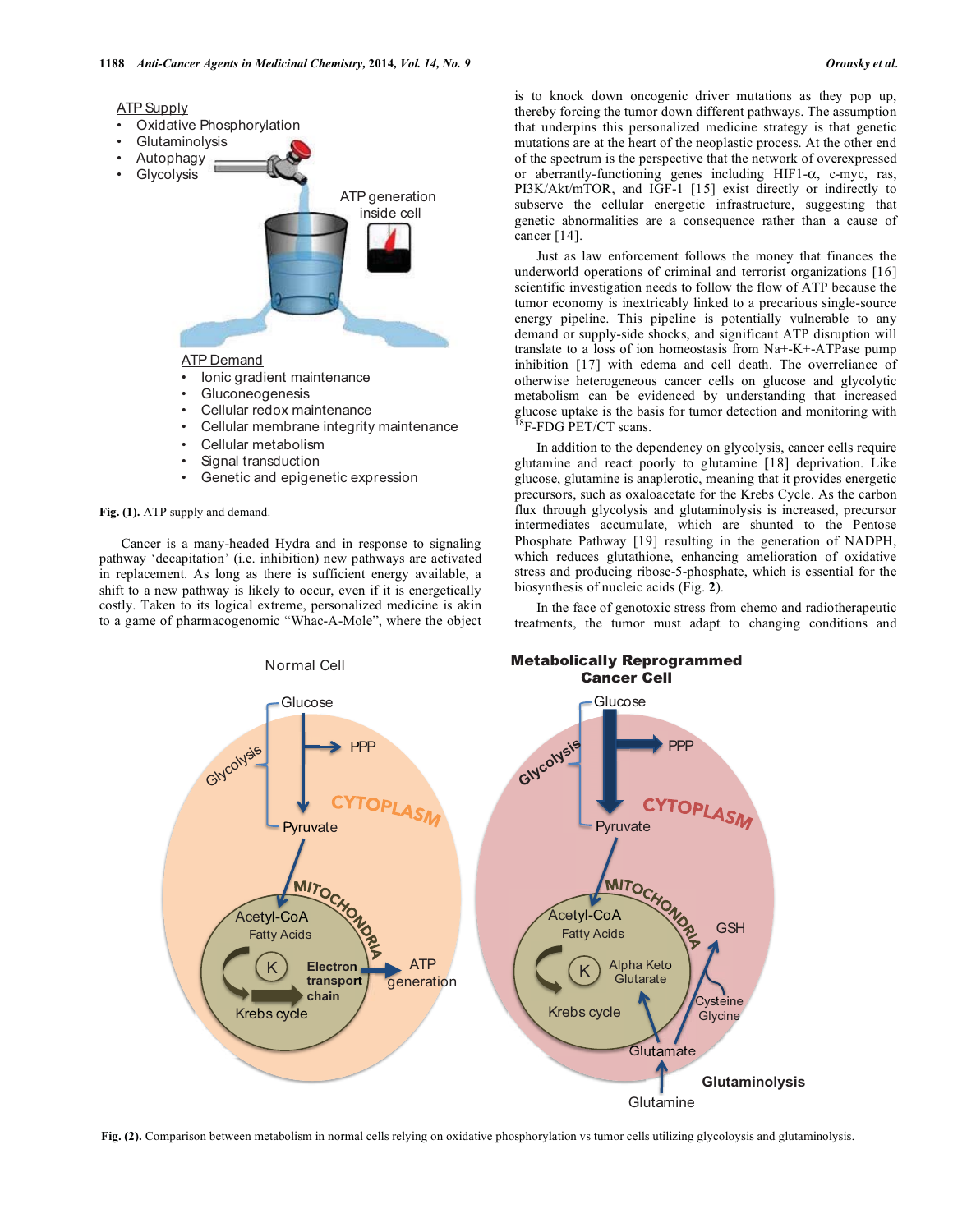ATP Supply
- Oxidative Phosphorylation
- Glutaminolysis
- Autophagy
- Glycolysis

ATP generation inside cell

ATP Demand
- Ionic gradient maintenance
- Gluconeogenesis
- Cellular redox maintenance
- Cellular membrane integrity maintenance
- Cellular metabolism
- Signal transduction
- Genetic and epigenetic expression

**Fig. (1).** ATP supply and demand.

Cancer is a many-headed Hydra and in response to signaling pathway 'decapitation' (i.e. inhibition) new pathways are activated in replacement. As long as there is sufficient energy available, a shift to a new pathway is likely to occur, even if it is energetically costly. Taken to its logical extreme, personalized medicine is akin to a game of pharmacogenomic "Whac-A-Mole", where the object is to knock down oncogenic driver mutations as they pop up, thereby forcing the tumor down different pathways. The assumption that underpins this personalized medicine strategy is that genetic mutations are at the heart of the neoplastic process. At the other end of the spectrum is the perspective that the network of overexpressed or aberrantly-functioning genes including HIF1-α, c-myc, ras, PI3K/Akt/mTOR, and IGF-1 [15] exist directly or indirectly to subserve the cellular energetic infrastructure, suggesting that genetic abnormalities are a consequence rather than a cause of cancer [14].

Just as law enforcement follows the money that finances the underworld operations of criminal and terrorist organizations [16] scientific investigation needs to follow the flow of ATP because the tumor economy is inextricably linked to a precarious single-source energy pipeline. This pipeline is potentially vulnerable to any demand or supply-side shocks, and significant ATP disruption will translate to a loss of ion homeostasis from Na+-K+-ATPase pump inhibition [17] with edema and cell death. The overreliance of otherwise heterogeneous cancer cells on glucose and glycolytic metabolism can be evidenced by understanding that increased glucose uptake is the basis for tumor detection and monitoring with $^{18}$F-FDG PET/CT scans.

In addition to the dependency on glycolysis, cancer cells require glutamine and react poorly to glutamine [18] deprivation. Like glucose, glutamine is anaplerotic, meaning that it provides energetic precursors, such as oxaloacetate for the Krebs Cycle. As the carbon flux through glycolysis and glutaminolysis is increased, precursor intermediates accumulate, which are shunted to the Pentose Phosphate Pathway [19] resulting in the generation of NADPH, which reduces glutathione, enhancing amelioration of oxidative stress and producing ribose-5-phosphate, which is essential for the biosynthesis of nucleic acids (Fig. **2**).

In the face of genotoxic stress from chemo and radiotherapeutic treatments, the tumor must adapt to changing conditions and

Normal Cell: Glucose, Glycolysis, PPP, CYTOPLASM, Pyruvate, MITOCHONDRIA, Acetyl-CoA, Fatty Acids, K, Electron transport chain, Krebs cycle, ATP generation

Metabolically Reprogrammed Cancer Cell: Glucose, Glycolysis, PPP, CYTOPLASM, Pyruvate, MITOCHONDRIA, Acetyl-CoA, Fatty Acids, K, Alpha Keto Glutarate, Krebs cycle, GSH, Cysteine Glycine, Glutamate, Glutaminolysis, Glutamine

**Fig. (2).** Comparison between metabolism in normal cells relying on oxidative phosphorylation vs tumor cells utilizing glycoolysis and glutaminolysis.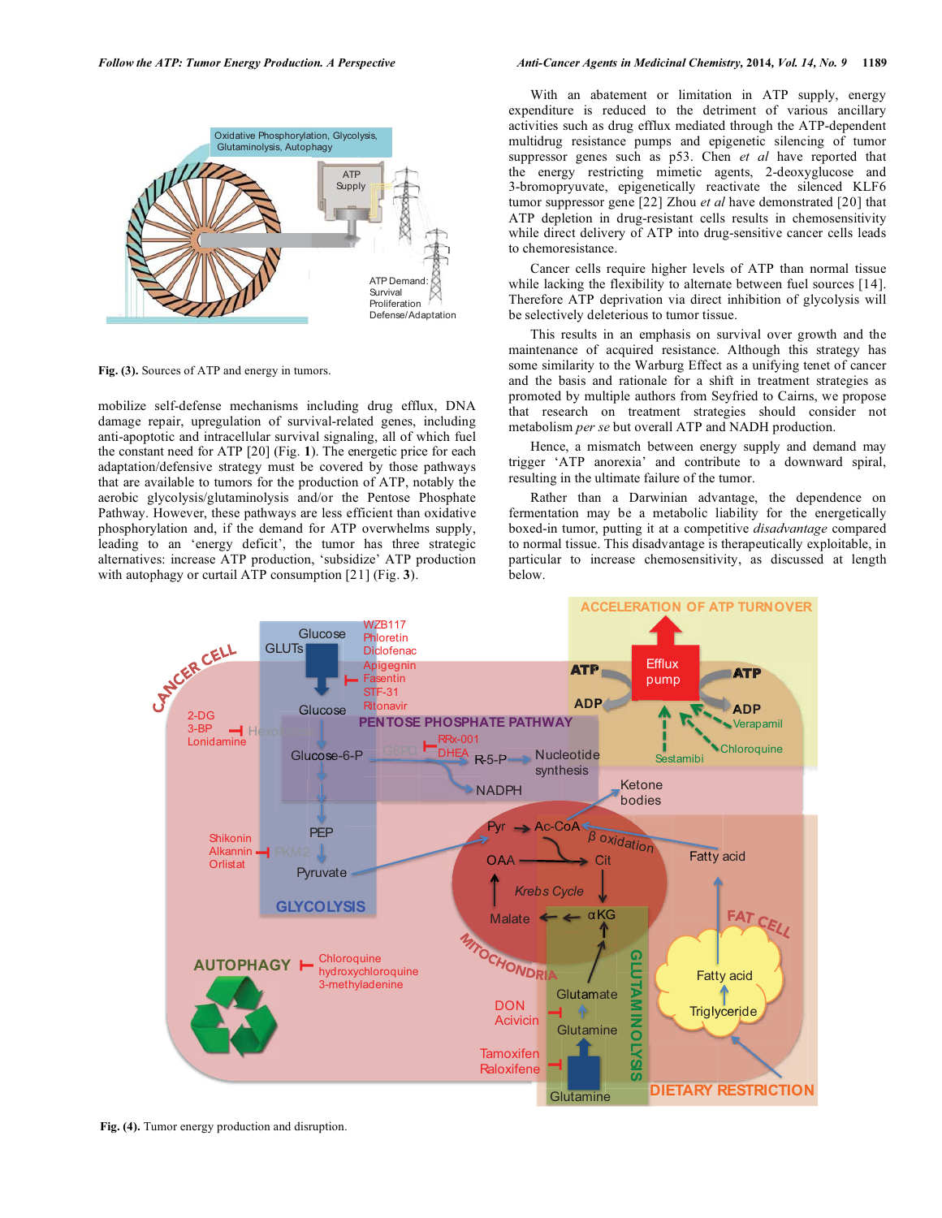Fig. (3). Sources of ATP and energy in tumors.

mobilize self-defense mechanisms including drug efflux, DNA damage repair, upregulation of survival-related genes, including anti-apoptotic and intracellular survival signaling, all of which fuel the constant need for ATP [20] (Fig. 1). The energetic price for each adaptation/defensive strategy must be covered by those pathways that are available to tumors for the production of ATP, notably the aerobic glycolysis/glutaminolysis and/or the Pentose Phosphate Pathway. However, these pathways are less efficient than oxidative phosphorylation and, if the demand for ATP overwhelms supply, leading to an 'energy deficit', the tumor has three strategic alternatives: increase ATP production, 'subsidize' ATP production with autophagy or curtail ATP consumption [21] (Fig. 3).

With an abatement or limitation in ATP supply, energy expenditure is reduced to the detriment of various ancillary activities such as drug efflux mediated through the ATP-dependent multidrug resistance pumps and epigenetic silencing of tumor suppressor genes such as p53. Chen *et al* have reported that the energy restricting mimetic agents, 2-deoxyglucose and 3-bromopyruvate, epigenetically reactivate the silenced KLF6 tumor suppressor gene [22] Zhou *et al* have demonstrated [20] that ATP depletion in drug-resistant cells results in chemosensitivity while direct delivery of ATP into drug-sensitive cancer cells leads to chemoresistance.

Cancer cells require higher levels of ATP than normal tissue while lacking the flexibility to alternate between fuel sources [14]. Therefore ATP deprivation via direct inhibition of glycolysis will be selectively deleterious to tumor tissue.

This results in an emphasis on survival over growth and the maintenance of acquired resistance. Although this strategy has some similarity to the Warburg Effect as a unifying tenet of cancer and the basis and rationale for a shift in treatment strategies as promoted by multiple authors from Seyfried to Cairns, we propose that research on treatment strategies should consider not metabolism *per se* but overall ATP and NADH production.

Hence, a mismatch between energy supply and demand may trigger 'ATP anorexia' and contribute to a downward spiral, resulting in the ultimate failure of the tumor.

Rather than a Darwinian advantage, the dependence on fermentation may be a metabolic liability for the energetically boxed-in tumor, putting it at a competitive *disadvantage* compared to normal tissue. This disadvantage is therapeutically exploitable, in particular to increase chemosensitivity, as discussed at length below.

Fig. (4). Tumor energy production and disruption.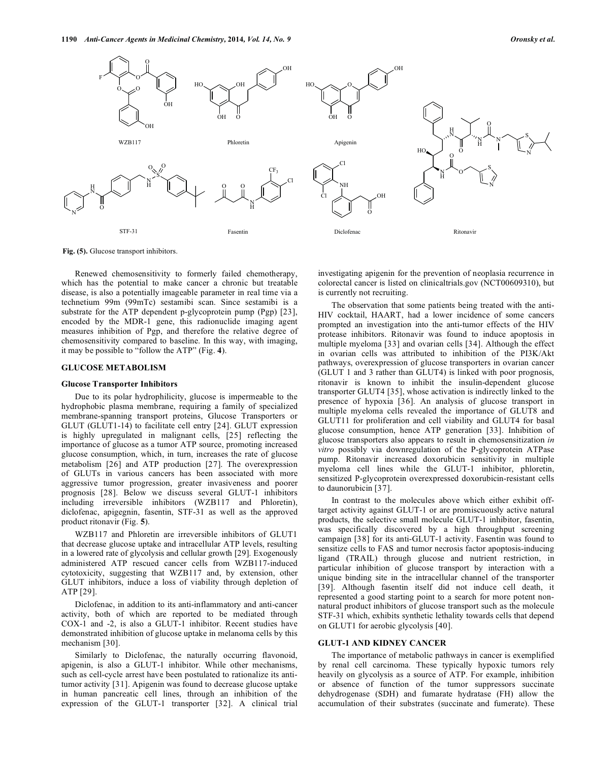Fig. (5). Glucose transport inhibitors.

Renewed chemosensitivity to formerly failed chemotherapy, which has the potential to make cancer a chronic but treatable disease, is also a potentially imageable parameter in real time via a technetium 99m (99mTc) sestamibi scan. Since sestamibi is a substrate for the ATP dependent p-glycoprotein pump (Pgp) [23], encoded by the MDR-1 gene, this radionuclide imaging agent measures inhibition of Pgp, and therefore the relative degree of chemosensitivity compared to baseline. In this way, with imaging, it may be possible to "follow the ATP" (Fig. **4**).

## GLUCOSE METABOLISM

### Glucose Transporter Inhibitors

Due to its polar hydrophilicity, glucose is impermeable to the hydrophobic plasma membrane, requiring a family of specialized membrane-spanning transport proteins, Glucose Transporters or GLUT (GLUT1-14) to facilitate cell entry [24]. GLUT expression is highly upregulated in malignant cells, [25] reflecting the importance of glucose as a tumor ATP source, promoting increased glucose consumption, which, in turn, increases the rate of glucose metabolism [26] and ATP production [27]. The overexpression of GLUTs in various cancers has been associated with more aggressive tumor progression, greater invasiveness and poorer prognosis [28]. Below we discuss several GLUT-1 inhibitors including irreversible inhibitors (WZB117 and Phloretin), diclofenac, apigegnin, fasentin, STF-31 as well as the approved product ritonavir (Fig. **5**).

WZB117 and Phloretin are irreversible inhibitors of GLUT1 that decrease glucose uptake and intracellular ATP levels, resulting in a lowered rate of glycolysis and cellular growth [29]. Exogenously administered ATP rescued cancer cells from WZB117-induced cytotoxicity, suggesting that WZB117 and, by extension, other GLUT inhibitors, induce a loss of viability through depletion of ATP [29].

Diclofenac, in addition to its anti-inflammatory and anti-cancer activity, both of which are reported to be mediated through COX-1 and -2, is also a GLUT-1 inhibitor. Recent studies have demonstrated inhibition of glucose uptake in melanoma cells by this mechanism [30].

Similarly to Diclofenac, the naturally occurring flavonoid, apigenin, is also a GLUT-1 inhibitor. While other mechanisms, such as cell-cycle arrest have been postulated to rationalize its anti-tumor activity [31]. Apigenin was found to decrease glucose uptake in human pancreatic cell lines, through an inhibition of the expression of the GLUT-1 transporter [32]. A clinical trial investigating apigenin for the prevention of neoplasia recurrence in colorectal cancer is listed on clinicaltrials.gov (NCT00609310), but is currently not recruiting.

The observation that some patients being treated with the anti-HIV cocktail, HAART, had a lower incidence of some cancers prompted an investigation into the anti-tumor effects of the HIV protease inhibitors. Ritonavir was found to induce apoptosis in multiple myeloma [33] and ovarian cells [34]. Although the effect in ovarian cells was attributed to inhibition of the PI3K/Akt pathways, overexpression of glucose transporters in ovarian cancer (GLUT 1 and 3 rather than GLUT4) is linked with poor prognosis, ritonavir is known to inhibit the insulin-dependent glucose transporter GLUT4 [35], whose activation is indirectly linked to the presence of hypoxia [36]. An analysis of glucose transport in multiple myeloma cells revealed the importance of GLUT8 and GLUT11 for proliferation and cell viability and GLUT4 for basal glucose consumption, hence ATP generation [33]. Inhibition of glucose transporters also appears to result in chemosensitization *in vitro* possibly via downregulation of the P-glycoprotein ATPase pump. Ritonavir increased doxorubicin sensitivity in multiple myeloma cell lines while the GLUT-1 inhibitor, phloretin, sensitized P-glycoprotein overexpressed doxorubicin-resistant cells to daunorubicin [37].

In contrast to the molecules above which either exhibit off-target activity against GLUT-1 or are promiscuously active natural products, the selective small molecule GLUT-1 inhibitor, fasentin, was specifically discovered by a high throughput screening campaign [38] for its anti-GLUT-1 activity. Fasentin was found to sensitize cells to FAS and tumor necrosis factor apoptosis-inducing ligand (TRAIL) through glucose and nutrient restriction, in particular inhibition of glucose transport by interaction with a unique binding site in the intracellular channel of the transporter [39]. Although fasentin itself did not induce cell death, it represented a good starting point to a search for more potent non-natural product inhibitors of glucose transport such as the molecule STF-31 which, exhibits synthetic lethality towards cells that depend on GLUT1 for aerobic glycolysis [40].

## GLUT-1 AND KIDNEY CANCER

The importance of metabolic pathways in cancer is exemplified by renal cell carcinoma. These typically hypoxic tumors rely heavily on glycolysis as a source of ATP. For example, inhibition or absence of function of the tumor suppressors succinate dehydrogenase (SDH) and fumarate hydratase (FH) allow the accumulation of their substrates (succinate and fumerate). These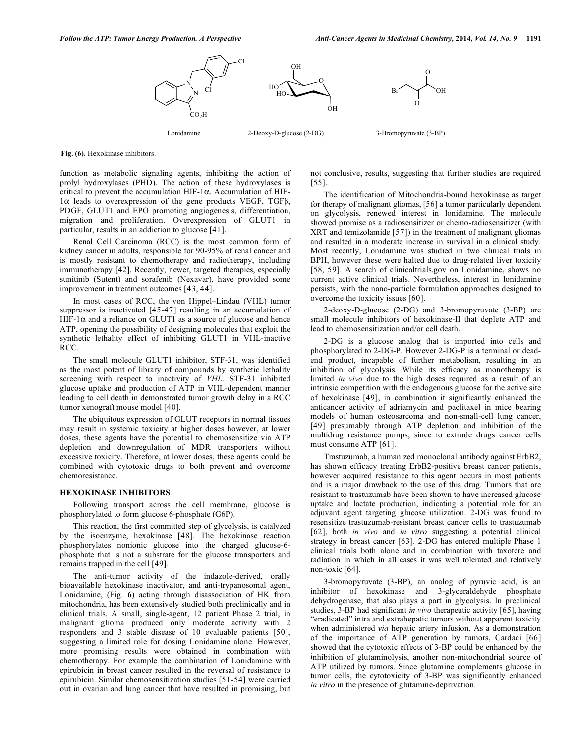Lonidamine 2-Deoxy-D-glucose (2-DG) 3-Bromopyruvate (3-BP)

**Fig. (6).** Hexokinase inhibitors.

function as metabolic signaling agents, inhibiting the action of prolyl hydroxylases (PHD). The action of these hydroxylases is critical to prevent the accumulation HIF-1α. Accumulation of HIF-1α leads to overexpression of the gene products VEGF, TGFβ, PDGF, GLUT1 and EPO promoting angiogenesis, differentiation, migration and proliferation. Overexpression of GLUT1 in particular, results in an addiction to glucose [41].

Renal Cell Carcinoma (RCC) is the most common form of kidney cancer in adults, responsible for 90-95% of renal cancer and is mostly resistant to chemotherapy and radiotherapy, including immunotherapy [42]. Recently, newer, targeted therapies, especially sunitinib (Sutent) and sorafenib (Nexavar), have provided some improvement in treatment outcomes [43, 44].

In most cases of RCC, the von Hippel–Lindau (VHL) tumor suppressor is inactivated [45-47] resulting in an accumulation of HIF-1α and a reliance on GLUT1 as a source of glucose and hence ATP, opening the possibility of designing molecules that exploit the synthetic lethality effect of inhibiting GLUT1 in VHL-inactive RCC.

The small molecule GLUT1 inhibitor, STF-31, was identified as the most potent of library of compounds by synthetic lethality screening with respect to inactivity of *VHL*. STF-31 inhibited glucose uptake and production of ATP in VHL-dependent manner leading to cell death in demonstrated tumor growth delay in a RCC tumor xenograft mouse model [40].

The ubiquitous expression of GLUT receptors in normal tissues may result in systemic toxicity at higher doses however, at lower doses, these agents have the potential to chemosensitize via ATP depletion and downregulation of MDR transporters without excessive toxicity. Therefore, at lower doses, these agents could be combined with cytotoxic drugs to both prevent and overcome chemoresistance.

## HEXOKINASE INHIBITORS

Following transport across the cell membrane, glucose is phosphorylated to form glucose 6-phosphate (G6P).

This reaction, the first committed step of glycolysis, is catalyzed by the isoenzyme, hexokinase [48]. The hexokinase reaction phosphorylates nonionic glucose into the charged glucose-6-phosphate that is not a substrate for the glucose transporters and remains trapped in the cell [49].

The anti-tumor activity of the indazole-derived, orally bioavailable hexokinase inactivator, and anti-trypanosomal agent, Lonidamine, (Fig. **6**) acting through disassociation of HK from mitochondria, has been extensively studied both preclinically and in clinical trials. A small, single-agent, 12 patient Phase 2 trial, in malignant glioma produced only moderate activity with 2 responders and 3 stable disease of 10 evaluable patients [50], suggesting a limited role for dosing Lonidamine alone. However, more promising results were obtained in combination with chemotherapy. For example the combination of Lonidamine with epirubicin in breast cancer resulted in the reversal of resistance to epirubicin. Similar chemosensitization studies [51-54] were carried out in ovarian and lung cancer that have resulted in promising, but not conclusive, results, suggesting that further studies are required [55].

The identification of Mitochondria-bound hexokinase as target for therapy of malignant gliomas, [56] a tumor particularly dependent on glycolysis, renewed interest in lonidamine. The molecule showed promise as a radiosensitizer or chemo-radiosensitizer (with XRT and temizolamide [57]) in the treatment of malignant gliomas and resulted in a moderate increase in survival in a clinical study. Most recently, Lonidamine was studied in two clinical trials in BPH, however these were halted due to drug-related liver toxicity [58, 59]. A search of clinicaltrials.gov on Lonidamine, shows no current active clinical trials. Nevertheless, interest in lonidamine persists, with the nano-particle formulation approaches designed to overcome the toxicity issues [60].

2-deoxy-D-glucose (2-DG) and 3-bromopyruvate (3-BP) are small molecule inhibitors of hexokinase-II that deplete ATP and lead to chemosensitization and/or cell death.

2-DG is a glucose analog that is imported into cells and phosphorylated to 2-DG-P. However 2-DG-P is a terminal or dead-end product, incapable of further metabolism, resulting in an inhibition of glycolysis. While its efficacy as monotherapy is limited *in vivo* due to the high doses required as a result of an intrinsic competition with the endogenous glucose for the active site of hexokinase [49], in combination it significantly enhanced the anticancer activity of adriamycin and paclitaxel in mice bearing models of human osteosarcoma and non-small-cell lung cancer, [49] presumably through ATP depletion and inhibition of the multidrug resistance pumps, since to extrude drugs cancer cells must consume ATP [61].

Trastuzumab, a humanized monoclonal antibody against ErbB2, has shown efficacy treating ErbB2-positive breast cancer patients, however acquired resistance to this agent occurs in most patients and is a major drawback to the use of this drug. Tumors that are resistant to trastuzumab have been shown to have increased glucose uptake and lactate production, indicating a potential role for an adjuvant agent targeting glucose utilization. 2-DG was found to resensitize trastuzumab-resistant breast cancer cells to trastuzumab [62], both *in vivo* and *in vitro* suggesting a potential clinical strategy in breast cancer [63]. 2-DG has entered multiple Phase 1 clinical trials both alone and in combination with taxotere and radiation in which in all cases it was well tolerated and relatively non-toxic [64].

3-bromopyruvate (3-BP), an analog of pyruvic acid, is an inhibitor of hexokinase and 3-glyceraldehyde phosphate dehydrogenase, that also plays a part in glycolysis. In preclinical studies, 3-BP had significant *in vivo* therapeutic activity [65], having "eradicated" intra and extrahepatic tumors without apparent toxicity when administered *via* hepatic artery infusion. As a demonstration of the importance of ATP generation by tumors, Cardaci [66] showed that the cytotoxic effects of 3-BP could be enhanced by the inhibition of glutaminolysis, another non-mitochondrial source of ATP utilized by tumors. Since glutamine complements glucose in tumor cells, the cytotoxicity of 3-BP was significantly enhanced *in vitro* in the presence of glutamine-deprivation.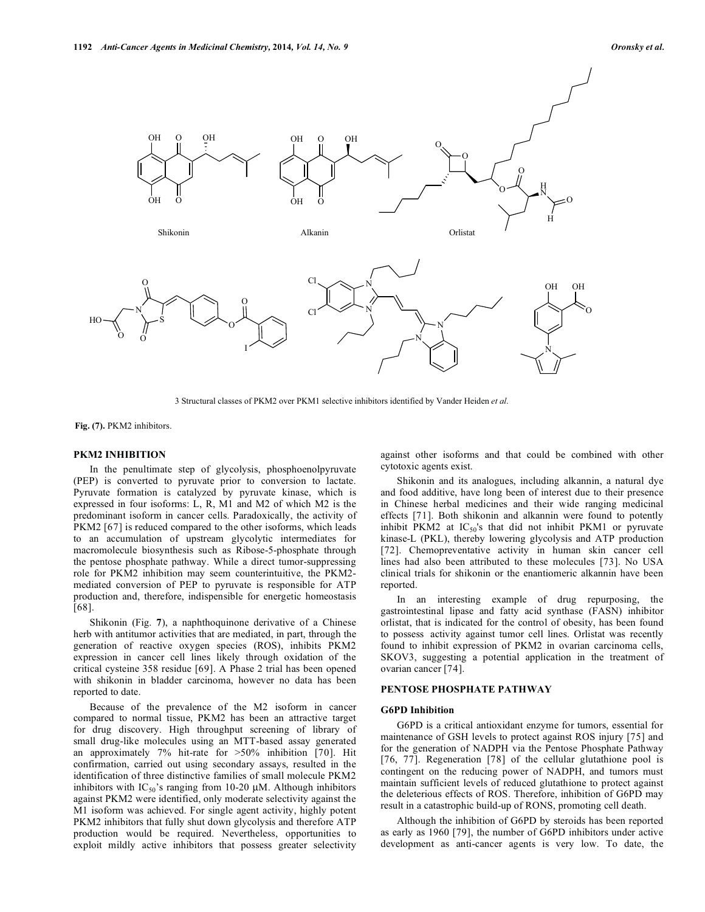Shikonin

Alkanin

Orlistat

3 Structural classes of PKM2 over PKM1 selective inhibitors identified by Vander Heiden *et al*.

**Fig. (7).** PKM2 inhibitors.

## PKM2 INHIBITION

In the penultimate step of glycolysis, phosphoenolpyruvate (PEP) is converted to pyruvate prior to conversion to lactate. Pyruvate formation is catalyzed by pyruvate kinase, which is expressed in four isoforms: L, R, M1 and M2 of which M2 is the predominant isoform in cancer cells. Paradoxically, the activity of PKM2 [67] is reduced compared to the other isoforms, which leads to an accumulation of upstream glycolytic intermediates for macromolecule biosynthesis such as Ribose-5-phosphate through the pentose phosphate pathway. While a direct tumor-suppressing role for PKM2 inhibition may seem counterintuitive, the PKM2-mediated conversion of PEP to pyruvate is responsible for ATP production and, therefore, indispensible for energetic homeostasis [68].

Shikonin (Fig. **7**), a naphthoquinone derivative of a Chinese herb with antitumor activities that are mediated, in part, through the generation of reactive oxygen species (ROS), inhibits PKM2 expression in cancer cell lines likely through oxidation of the critical cysteine 358 residue [69]. A Phase 2 trial has been opened with shikonin in bladder carcinoma, however no data has been reported to date.

Because of the prevalence of the M2 isoform in cancer compared to normal tissue, PKM2 has been an attractive target for drug discovery. High throughput screening of library of small drug-like molecules using an MTT-based assay generated an approximately 7% hit-rate for >50% inhibition [70]. Hit confirmation, carried out using secondary assays, resulted in the identification of three distinctive families of small molecule PKM2 inhibitors with $IC_{50}$'s ranging from 10-20 μM. Although inhibitors against PKM2 were identified, only moderate selectivity against the M1 isoform was achieved. For single agent activity, highly potent PKM2 inhibitors that fully shut down glycolysis and therefore ATP production would be required. Nevertheless, opportunities to exploit mildly active inhibitors that possess greater selectivity against other isoforms and that could be combined with other cytotoxic agents exist.

Shikonin and its analogues, including alkannin, a natural dye and food additive, have long been of interest due to their presence in Chinese herbal medicines and their wide ranging medicinal effects [71]. Both shikonin and alkannin were found to potently inhibit PKM2 at $IC_{50}$'s that did not inhibit PKM1 or pyruvate kinase-L (PKL), thereby lowering glycolysis and ATP production [72]. Chemopreventative activity in human skin cancer cell lines had also been attributed to these molecules [73]. No USA clinical trials for shikonin or the enantiomeric alkannin have been reported.

In an interesting example of drug repurposing, the gastrointestinal lipase and fatty acid synthase (FASN) inhibitor orlistat, that is indicated for the control of obesity, has been found to possess activity against tumor cell lines. Orlistat was recently found to inhibit expression of PKM2 in ovarian carcinoma cells, SKOV3, suggesting a potential application in the treatment of ovarian cancer [74].

## PENTOSE PHOSPHATE PATHWAY

### G6PD Inhibition

G6PD is a critical antioxidant enzyme for tumors, essential for maintenance of GSH levels to protect against ROS injury [75] and for the generation of NADPH via the Pentose Phosphate Pathway [76, 77]. Regeneration [78] of the cellular glutathione pool is contingent on the reducing power of NADPH, and tumors must maintain sufficient levels of reduced glutathione to protect against the deleterious effects of ROS. Therefore, inhibition of G6PD may result in a catastrophic build-up of RONS, promoting cell death.

Although the inhibition of G6PD by steroids has been reported as early as 1960 [79], the number of G6PD inhibitors under active development as anti-cancer agents is very low. To date, the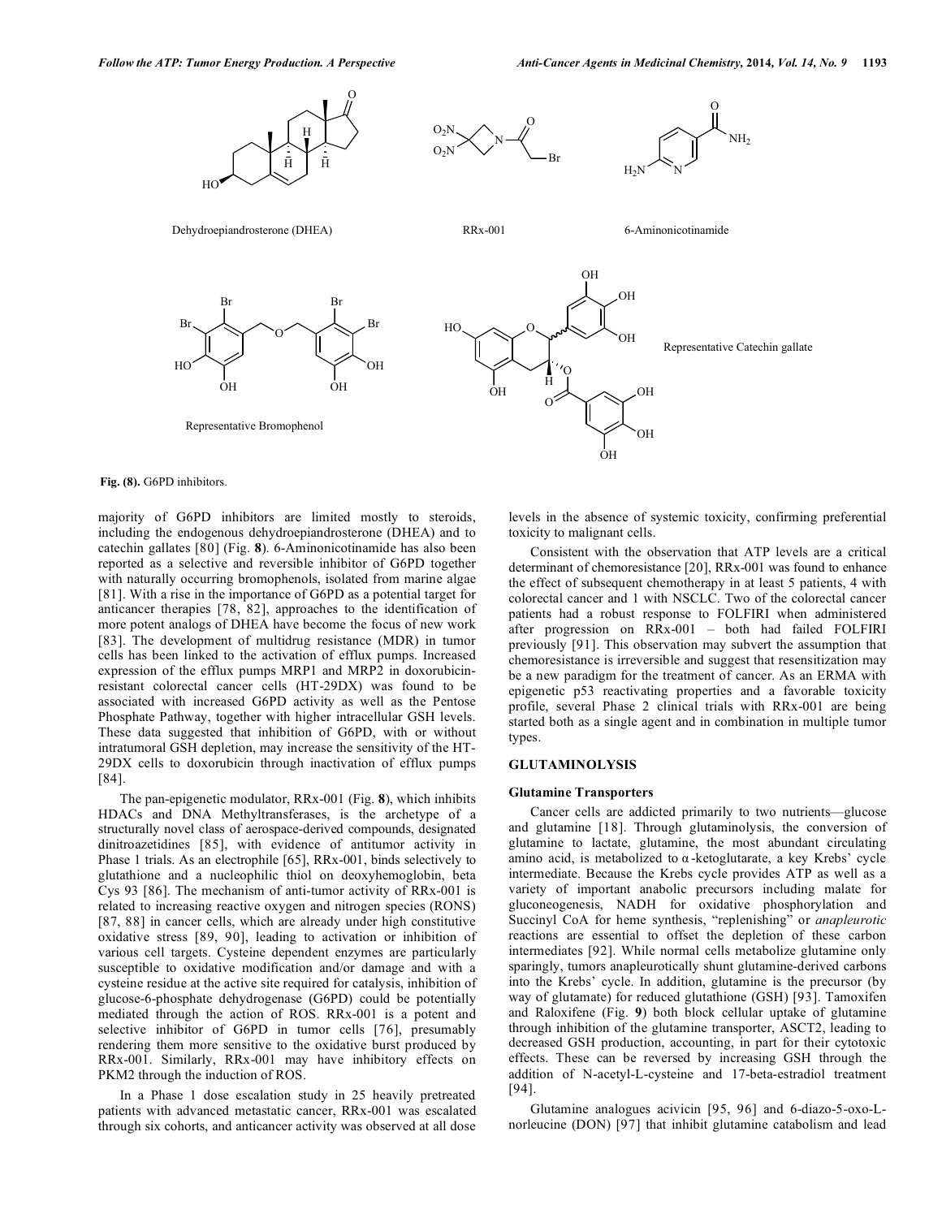Dehydroepiandrosterone (DHEA)

RRx-001

6-Aminonicotinamide

Representative Bromophenol

Representative Catechin gallate

**Fig. (8).** G6PD inhibitors.

majority of G6PD inhibitors are limited mostly to steroids, including the endogenous dehydroepiandrosterone (DHEA) and to catechin gallates [80] (Fig. **8**). 6-Aminonicotinamide has also been reported as a selective and reversible inhibitor of G6PD together with naturally occurring bromophenols, isolated from marine algae [81]. With a rise in the importance of G6PD as a potential target for anticancer therapies [78, 82], approaches to the identification of more potent analogs of DHEA have become the focus of new work [83]. The development of multidrug resistance (MDR) in tumor cells has been linked to the activation of efflux pumps. Increased expression of the efflux pumps MRP1 and MRP2 in doxorubicin-resistant colorectal cancer cells (HT-29DX) was found to be associated with increased G6PD activity as well as the Pentose Phosphate Pathway, together with higher intracellular GSH levels. These data suggested that inhibition of G6PD, with or without intratumoral GSH depletion, may increase the sensitivity of the HT-29DX cells to doxorubicin through inactivation of efflux pumps [84].

The pan-epigenetic modulator, RRx-001 (Fig. **8**), which inhibits HDACs and DNA Methyltransferases, is the archetype of a structurally novel class of aerospace-derived compounds, designated dinitroazetidines [85], with evidence of antitumor activity in Phase 1 trials. As an electrophile [65], RRx-001, binds selectively to glutathione and a nucleophilic thiol on deoxyhemoglobin, beta Cys 93 [86]. The mechanism of anti-tumor activity of RRx-001 is related to increasing reactive oxygen and nitrogen species (RONS) [87, 88] in cancer cells, which are already under high constitutive oxidative stress [89, 90], leading to activation or inhibition of various cell targets. Cysteine dependent enzymes are particularly susceptible to oxidative modification and/or damage and with a cysteine residue at the active site required for catalysis, inhibition of glucose-6-phosphate dehydrogenase (G6PD) could be potentially mediated through the action of ROS. RRx-001 is a potent and selective inhibitor of G6PD in tumor cells [76], presumably rendering them more sensitive to the oxidative burst produced by RRx-001. Similarly, RRx-001 may have inhibitory effects on PKM2 through the induction of ROS.

In a Phase 1 dose escalation study in 25 heavily pretreated patients with advanced metastatic cancer, RRx-001 was escalated through six cohorts, and anticancer activity was observed at all dose levels in the absence of systemic toxicity, confirming preferential toxicity to malignant cells.

Consistent with the observation that ATP levels are a critical determinant of chemoresistance [20], RRx-001 was found to enhance the effect of subsequent chemotherapy in at least 5 patients, 4 with colorectal cancer and 1 with NSCLC. Two of the colorectal cancer patients had a robust response to FOLFIRI when administered after progression on RRx-001 – both had failed FOLFIRI previously [91]. This observation may subvert the assumption that chemoresistance is irreversible and suggest that resensitization may be a new paradigm for the treatment of cancer. As an ERMA with epigenetic p53 reactivating properties and a favorable toxicity profile, several Phase 2 clinical trials with RRx-001 are being started both as a single agent and in combination in multiple tumor types.

## GLUTAMINOLYSIS

### Glutamine Transporters

Cancer cells are addicted primarily to two nutrients—glucose and glutamine [18]. Through glutaminolysis, the conversion of glutamine to lactate, glutamine, the most abundant circulating amino acid, is metabolized to α-ketoglutarate, a key Krebs' cycle intermediate. Because the Krebs cycle provides ATP as well as a variety of important anabolic precursors including malate for gluconeogenesis, NADH for oxidative phosphorylation and Succinyl CoA for heme synthesis, "replenishing" or *anapleurotic* reactions are essential to offset the depletion of these carbon intermediates [92]. While normal cells metabolize glutamine only sparingly, tumors anapleurotically shunt glutamine-derived carbons into the Krebs' cycle. In addition, glutamine is the precursor (by way of glutamate) for reduced glutathione (GSH) [93]. Tamoxifen and Raloxifene (Fig. **9**) both block cellular uptake of glutamine through inhibition of the glutamine transporter, ASCT2, leading to decreased GSH production, accounting, in part for their cytotoxic effects. These can be reversed by increasing GSH through the addition of N-acetyl-L-cysteine and 17-beta-estradiol treatment [94].

Glutamine analogues acivicin [95, 96] and 6-diazo-5-oxo-L-norleucine (DON) [97] that inhibit glutamine catabolism and lead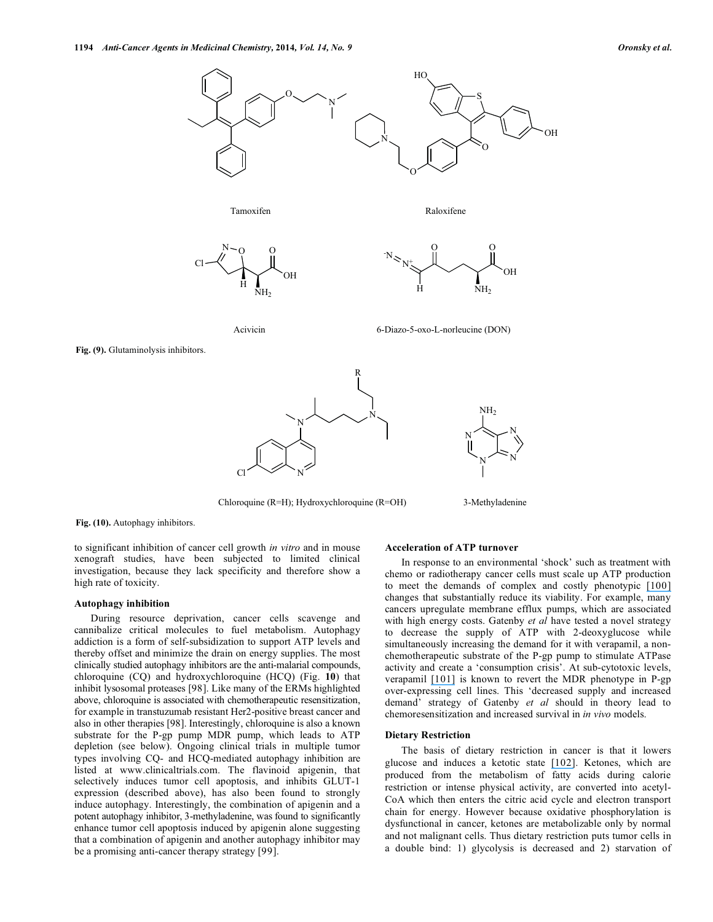Tamoxifen

Raloxifene

Acivicin

6-Diazo-5-oxo-L-norleucine (DON)

**Fig. (9).** Glutaminolysis inhibitors.

Chloroquine (R=H); Hydroxychloroquine (R=OH)

3-Methyladenine

**Fig. (10).** Autophagy inhibitors.

to significant inhibition of cancer cell growth *in vitro* and in mouse xenograft studies, have been subjected to limited clinical investigation, because they lack specificity and therefore show a high rate of toxicity.

### Autophagy inhibition

During resource deprivation, cancer cells scavenge and cannibalize critical molecules to fuel metabolism. Autophagy addiction is a form of self-subsidization to support ATP levels and thereby offset and minimize the drain on energy supplies. The most clinically studied autophagy inhibitors are the anti-malarial compounds, chloroquine (CQ) and hydroxychloroquine (HCQ) (Fig. **10**) that inhibit lysosomal proteases [98]. Like many of the ERMs highlighted above, chloroquine is associated with chemotherapeutic resensitization, for example in transtuzumab resistant Her2-positive breast cancer and also in other therapies [98]. Interestingly, chloroquine is also a known substrate for the P-gp pump MDR pump, which leads to ATP depletion (see below). Ongoing clinical trials in multiple tumor types involving CQ- and HCQ-mediated autophagy inhibition are listed at www.clinicaltrials.com. The flavinoid apigenin, that selectively induces tumor cell apoptosis, and inhibits GLUT-1 expression (described above), has also been found to strongly induce autophagy. Interestingly, the combination of apigenin and a potent autophagy inhibitor, 3-methyladenine, was found to significantly enhance tumor cell apoptosis induced by apigenin alone suggesting that a combination of apigenin and another autophagy inhibitor may be a promising anti-cancer therapy strategy [99].

### Acceleration of ATP turnover

In response to an environmental 'shock' such as treatment with chemo or radiotherapy cancer cells must scale up ATP production to meet the demands of complex and costly phenotypic [100] changes that substantially reduce its viability. For example, many cancers upregulate membrane efflux pumps, which are associated with high energy costs. Gatenby *et al* have tested a novel strategy to decrease the supply of ATP with 2-deoxyglucose while simultaneously increasing the demand for it with verapamil, a non-chemotherapeutic substrate of the P-gp pump to stimulate ATPase activity and create a 'consumption crisis'. At sub-cytotoxic levels, verapamil [101] is known to revert the MDR phenotype in P-gp over-expressing cell lines. This 'decreased supply and increased demand' strategy of Gatenby *et al* should in theory lead to chemoresensitization and increased survival in *in vivo* models.

### Dietary Restriction

The basis of dietary restriction in cancer is that it lowers glucose and induces a ketotic state [102]. Ketones, which are produced from the metabolism of fatty acids during calorie restriction or intense physical activity, are converted into acetyl-CoA which then enters the citric acid cycle and electron transport chain for energy. However because oxidative phosphorylation is dysfunctional in cancer, ketones are metabolizable only by normal and not malignant cells. Thus dietary restriction puts tumor cells in a double bind: 1) glycolysis is decreased and 2) starvation of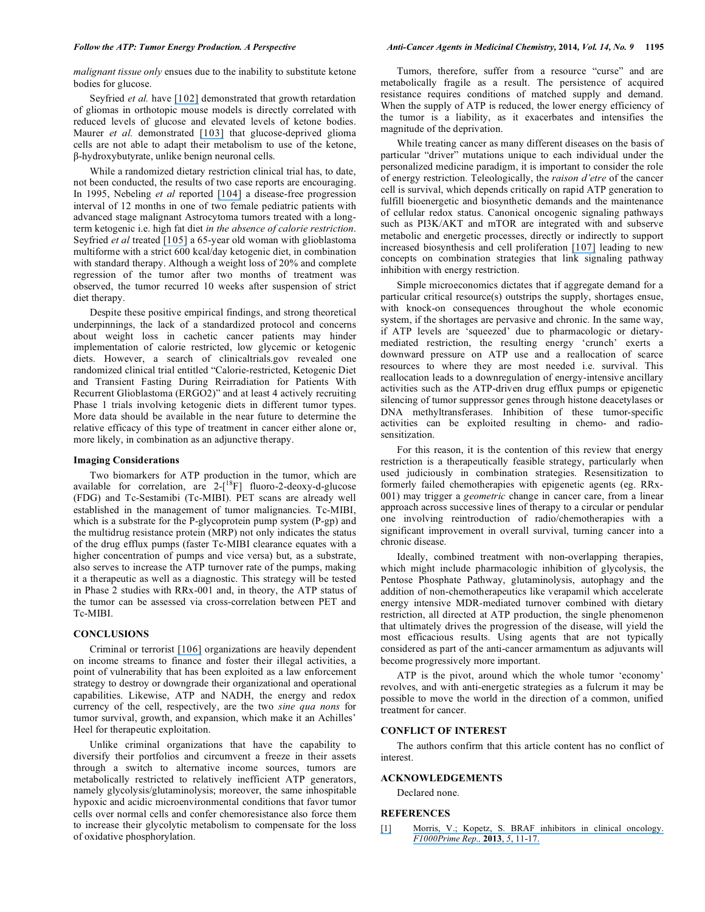*malignant tissue only* ensues due to the inability to substitute ketone bodies for glucose.

Seyfried *et al.* have [102] demonstrated that growth retardation of gliomas in orthotopic mouse models is directly correlated with reduced levels of glucose and elevated levels of ketone bodies. Maurer *et al.* demonstrated [103] that glucose-deprived glioma cells are not able to adapt their metabolism to use of the ketone, β-hydroxybutyrate, unlike benign neuronal cells.

While a randomized dietary restriction clinical trial has, to date, not been conducted, the results of two case reports are encouraging. In 1995, Nebeling *et al* reported [104] a disease-free progression interval of 12 months in one of two female pediatric patients with advanced stage malignant Astrocytoma tumors treated with a long-term ketogenic i.e. high fat diet *in the absence of calorie restriction*. Seyfried *et al* treated [105] a 65-year old woman with glioblastoma multiforme with a strict 600 kcal/day ketogenic diet, in combination with standard therapy. Although a weight loss of 20% and complete regression of the tumor after two months of treatment was observed, the tumor recurred 10 weeks after suspension of strict diet therapy.

Despite these positive empirical findings, and strong theoretical underpinnings, the lack of a standardized protocol and concerns about weight loss in cachetic cancer patients may hinder implementation of calorie restricted, low glycemic or ketogenic diets. However, a search of clinicaltrials.gov revealed one randomized clinical trial entitled "Calorie-restricted, Ketogenic Diet and Transient Fasting During Reirradiation for Patients With Recurrent Glioblastoma (ERGO2)" and at least 4 actively recruiting Phase 1 trials involving ketogenic diets in different tumor types. More data should be available in the near future to determine the relative efficacy of this type of treatment in cancer either alone or, more likely, in combination as an adjunctive therapy.

### Imaging Considerations

Two biomarkers for ATP production in the tumor, which are available for correlation, are 2-[$^{18}$F] fluoro-2-deoxy-d-glucose (FDG) and Tc-Sestamibi (Tc-MIBI). PET scans are already well established in the management of tumor malignancies. Tc-MIBI, which is a substrate for the P-glycoprotein pump system (P-gp) and the multidrug resistance protein (MRP) not only indicates the status of the drug efflux pumps (faster Tc-MIBI clearance equates with a higher concentration of pumps and vice versa) but, as a substrate, also serves to increase the ATP turnover rate of the pumps, making it a therapeutic as well as a diagnostic. This strategy will be tested in Phase 2 studies with RRx-001 and, in theory, the ATP status of the tumor can be assessed via cross-correlation between PET and Tc-MIBI.

## CONCLUSIONS

Criminal or terrorist [106] organizations are heavily dependent on income streams to finance and foster their illegal activities, a point of vulnerability that has been exploited as a law enforcement strategy to destroy or downgrade their organizational and operational capabilities. Likewise, ATP and NADH, the energy and redox currency of the cell, respectively, are the two *sine qua nons* for tumor survival, growth, and expansion, which make it an Achilles' Heel for therapeutic exploitation.

Unlike criminal organizations that have the capability to diversify their portfolios and circumvent a freeze in their assets through a switch to alternative income sources, tumors are metabolically restricted to relatively inefficient ATP generators, namely glycolysis/glutaminolysis; moreover, the same inhospitable hypoxic and acidic microenvironmental conditions that favor tumor cells over normal cells and confer chemoresistance also force them to increase their glycolytic metabolism to compensate for the loss of oxidative phosphorylation.

Tumors, therefore, suffer from a resource "curse" and are metabolically fragile as a result. The persistence of acquired resistance requires conditions of matched supply and demand. When the supply of ATP is reduced, the lower energy efficiency of the tumor is a liability, as it exacerbates and intensifies the magnitude of the deprivation.

While treating cancer as many different diseases on the basis of particular "driver" mutations unique to each individual under the personalized medicine paradigm, it is important to consider the role of energy restriction. Teleologically, the *raison d'etre* of the cancer cell is survival, which depends critically on rapid ATP generation to fulfill bioenergetic and biosynthetic demands and the maintenance of cellular redox status. Canonical oncogenic signaling pathways such as PI3K/AKT and mTOR are integrated with and subserve metabolic and energetic processes, directly or indirectly to support increased biosynthesis and cell proliferation [107] leading to new concepts on combination strategies that link signaling pathway inhibition with energy restriction.

Simple microeconomics dictates that if aggregate demand for a particular critical resource(s) outstrips the supply, shortages ensue, with knock-on consequences throughout the whole economic system, if the shortages are pervasive and chronic. In the same way, if ATP levels are 'squeezed' due to pharmacologic or dietary-mediated restriction, the resulting energy 'crunch' exerts a downward pressure on ATP use and a reallocation of scarce resources to where they are most needed i.e. survival. This reallocation leads to a downregulation of energy-intensive ancillary activities such as the ATP-driven drug efflux pumps or epigenetic silencing of tumor suppressor genes through histone deacetylases or DNA methyltransferases. Inhibition of these tumor-specific activities can be exploited resulting in chemo- and radio-sensitization.

For this reason, it is the contention of this review that energy restriction is a therapeutically feasible strategy, particularly when used judiciously in combination strategies. Resensitization to formerly failed chemotherapies with epigenetic agents (eg. RRx-001) may trigger a *geometric* change in cancer care, from a linear approach across successive lines of therapy to a circular or pendular one involving reintroduction of radio/chemotherapies with a significant improvement in overall survival, turning cancer into a chronic disease.

Ideally, combined treatment with non-overlapping therapies, which might include pharmacologic inhibition of glycolysis, the Pentose Phosphate Pathway, glutaminolysis, autophagy and the addition of non-chemotherapeutics like verapamil which accelerate energy intensive MDR-mediated turnover combined with dietary restriction, all directed at ATP production, the single phenomenon that ultimately drives the progression of the disease, will yield the most efficacious results. Using agents that are not typically considered as part of the anti-cancer armamentum as adjuvants will become progressively more important.

ATP is the pivot, around which the whole tumor 'economy' revolves, and with anti-energetic strategies as a fulcrum it may be possible to move the world in the direction of a common, unified treatment for cancer.

## CONFLICT OF INTEREST

The authors confirm that this article content has no conflict of interest.

## ACKNOWLEDGEMENTS

Declared none.

## REFERENCES

[1] Morris, V.; Kopetz, S. BRAF inhibitors in clinical oncology. *F1000Prime Rep.,* **2013**, *5*, 11-17.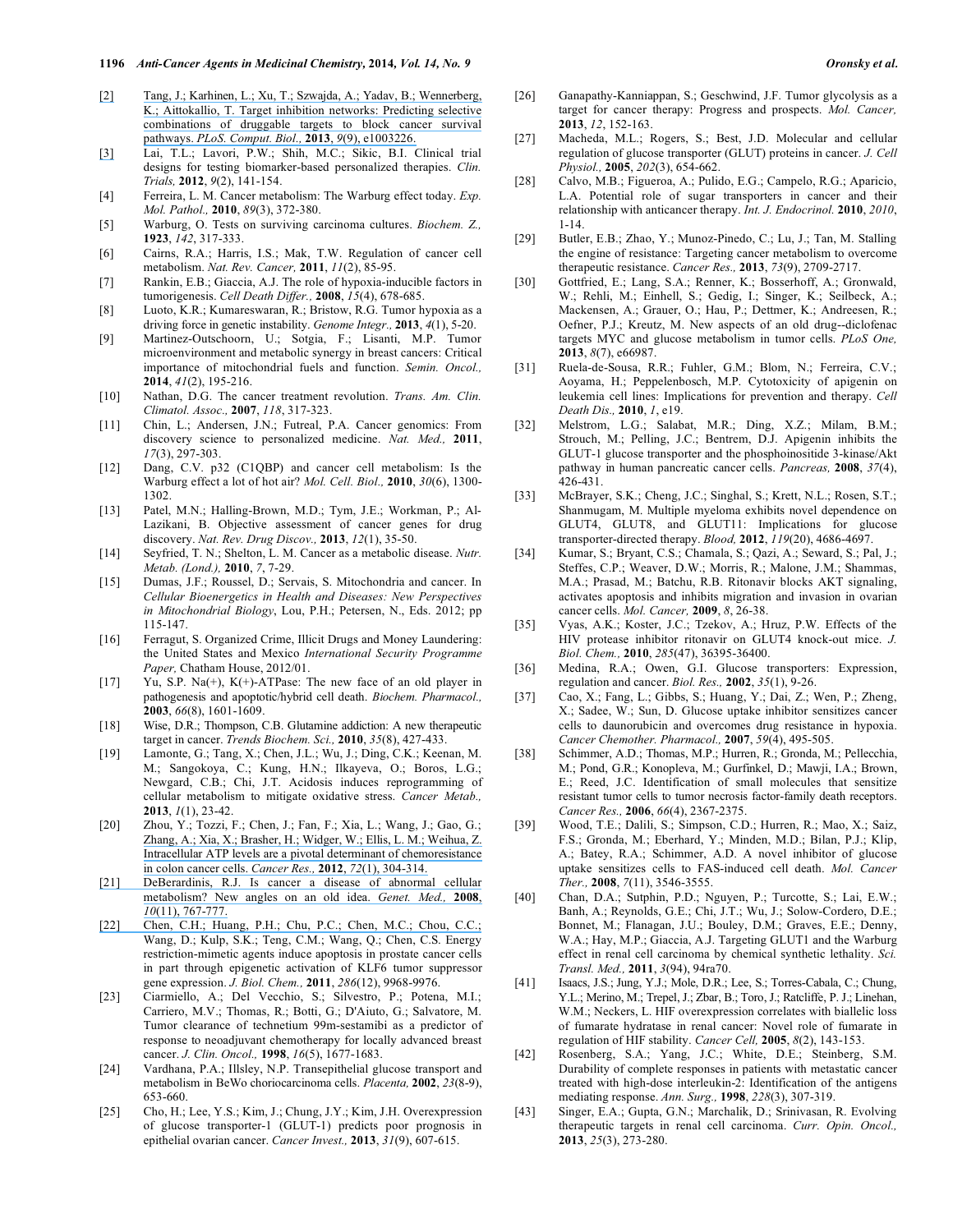[2] Tang, J.; Karhinen, L.; Xu, T.; Szwajda, A.; Yadav, B.; Wennerberg, K.; Aittokallio, T. Target inhibition networks: Predicting selective combinations of druggable targets to block cancer survival pathways. *PLoS. Comput. Biol.,* **2013**, *9*(9), e1003226.

[3] Lai, T.L.; Lavori, P.W.; Shih, M.C.; Sikic, B.I. Clinical trial designs for testing biomarker-based personalized therapies. *Clin. Trials,* **2012**, *9*(2), 141-154.

[4] Ferreira, L. M. Cancer metabolism: The Warburg effect today. *Exp. Mol. Pathol.,* **2010**, *89*(3), 372-380.

[5] Warburg, O. Tests on surviving carcinoma cultures. *Biochem. Z.,* **1923**, *142*, 317-333.

[6] Cairns, R.A.; Harris, I.S.; Mak, T.W. Regulation of cancer cell metabolism. *Nat. Rev. Cancer,* **2011**, *11*(2), 85-95.

[7] Rankin, E.B.; Giaccia, A.J. The role of hypoxia-inducible factors in tumorigenesis. *Cell Death Differ.,* **2008**, *15*(4), 678-685.

[8] Luoto, K.R.; Kumareswaran, R.; Bristow, R.G. Tumor hypoxia as a driving force in genetic instability. *Genome Integr.,* **2013**, *4*(1), 5-20.

[9] Martinez-Outschoorn, U.; Sotgia, F.; Lisanti, M.P. Tumor microenvironment and metabolic synergy in breast cancers: Critical importance of mitochondrial fuels and function. *Semin. Oncol.,* **2014**, *41*(2), 195-216.

[10] Nathan, D.G. The cancer treatment revolution. *Trans. Am. Clin. Climatol. Assoc.,* **2007**, *118*, 317-323.

[11] Chin, L.; Andersen, J.N.; Futreal, P.A. Cancer genomics: From discovery science to personalized medicine. *Nat. Med.,* **2011**, *17*(3), 297-303.

[12] Dang, C.V. p32 (C1QBP) and cancer cell metabolism: Is the Warburg effect a lot of hot air? *Mol. Cell. Biol.,* **2010**, *30*(6), 1300-1302.

[13] Patel, M.N.; Halling-Brown, M.D.; Tym, J.E.; Workman, P.; Al-Lazikani, B. Objective assessment of cancer genes for drug discovery. *Nat. Rev. Drug Discov.,* **2013**, *12*(1), 35-50.

[14] Seyfried, T. N.; Shelton, L. M. Cancer as a metabolic disease. *Nutr. Metab. (Lond.),* **2010**, *7*, 7-29.

[15] Dumas, J.F.; Roussel, D.; Servais, S. Mitochondria and cancer. In *Cellular Bioenergetics in Health and Diseases: New Perspectives in Mitochondrial Biology*, Lou, P.H.; Petersen, N., Eds. 2012; pp 115-147.

[16] Ferragut, S. Organized Crime, Illicit Drugs and Money Laundering: the United States and Mexico *International Security Programme Paper,* Chatham House, 2012/01.

[17] Yu, S.P. Na(+), K(+)-ATPase: The new face of an old player in pathogenesis and apoptotic/hybrid cell death. *Biochem. Pharmacol.,* **2003**, *66*(8), 1601-1609.

[18] Wise, D.R.; Thompson, C.B. Glutamine addiction: A new therapeutic target in cancer. *Trends Biochem. Sci.,* **2010**, *35*(8), 427-433.

[19] Lamonte, G.; Tang, X.; Chen, J.L.; Wu, J.; Ding, C.K.; Keenan, M. M.; Sangokoya, C.; Kung, H.N.; Ilkayeva, O.; Boros, L.G.; Newgard, C.B.; Chi, J.T. Acidosis induces reprogramming of cellular metabolism to mitigate oxidative stress. *Cancer Metab.,* **2013**, *1*(1), 23-42.

[20] Zhou, Y.; Tozzi, F.; Chen, J.; Fan, F.; Xia, L.; Wang, J.; Gao, G.; Zhang, A.; Xia, X.; Brasher, H.; Widger, W.; Ellis, L. M.; Weihua, Z. Intracellular ATP levels are a pivotal determinant of chemoresistance in colon cancer cells. *Cancer Res.,* **2012**, *72*(1), 304-314.

[21] DeBerardinis, R.J. Is cancer a disease of abnormal cellular metabolism? New angles on an old idea. *Genet. Med.,* **2008**, *10*(11), 767-777.

[22] Chen, C.H.; Huang, P.H.; Chu, P.C.; Chen, M.C.; Chou, C.C.; Wang, D.; Kulp, S.K.; Teng, C.M.; Wang, Q.; Chen, C.S. Energy restriction-mimetic agents induce apoptosis in prostate cancer cells in part through epigenetic activation of KLF6 tumor suppressor gene expression. *J. Biol. Chem.,* **2011**, *286*(12), 9968-9976.

[23] Ciarmiello, A.; Del Vecchio, S.; Silvestro, P.; Potena, M.I.; Carriero, M.V.; Thomas, R.; Botti, G.; D'Aiuto, G.; Salvatore, M. Tumor clearance of technetium 99m-sestamibi as a predictor of response to neoadjuvant chemotherapy for locally advanced breast cancer. *J. Clin. Oncol.,* **1998**, *16*(5), 1677-1683.

[24] Vardhana, P.A.; Illsley, N.P. Transepithelial glucose transport and metabolism in BeWo choriocarcinoma cells. *Placenta,* **2002**, *23*(8-9), 653-660.

[25] Cho, H.; Lee, Y.S.; Kim, J.; Chung, J.Y.; Kim, J.H. Overexpression of glucose transporter-1 (GLUT-1) predicts poor prognosis in epithelial ovarian cancer. *Cancer Invest.,* **2013**, *31*(9), 607-615.

[26] Ganapathy-Kanniappan, S.; Geschwind, J.F. Tumor glycolysis as a target for cancer therapy: Progress and prospects. *Mol. Cancer,* **2013**, *12*, 152-163.

[27] Macheda, M.L.; Rogers, S.; Best, J.D. Molecular and cellular regulation of glucose transporter (GLUT) proteins in cancer. *J. Cell Physiol.,* **2005**, *202*(3), 654-662.

[28] Calvo, M.B.; Figueroa, A.; Pulido, E.G.; Campelo, R.G.; Aparicio, L.A. Potential role of sugar transporters in cancer and their relationship with anticancer therapy. *Int. J. Endocrinol.* **2010**, *2010*, 1-14.

[29] Butler, E.B.; Zhao, Y.; Munoz-Pinedo, C.; Lu, J.; Tan, M. Stalling the engine of resistance: Targeting cancer metabolism to overcome therapeutic resistance. *Cancer Res.,* **2013**, *73*(9), 2709-2717.

[30] Gottfried, E.; Lang, S.A.; Renner, K.; Bosserhoff, A.; Gronwald, W.; Rehli, M.; Einhell, S.; Gedig, I.; Singer, K.; Seilbeck, A.; Mackensen, A.; Grauer, O.; Hau, P.; Dettmer, K.; Andreesen, R.; Oefner, P.J.; Kreutz, M. New aspects of an old drug--diclofenac targets MYC and glucose metabolism in tumor cells. *PLoS One,* **2013**, *8*(7), e66987.

[31] Ruela-de-Sousa, R.R.; Fuhler, G.M.; Blom, N.; Ferreira, C.V.; Aoyama, H.; Peppelenbosch, M.P. Cytotoxicity of apigenin on leukemia cell lines: Implications for prevention and therapy. *Cell Death Dis.,* **2010**, *1*, e19.

[32] Melstrom, L.G.; Salabat, M.R.; Ding, X.Z.; Milam, B.M.; Strouch, M.; Pelling, J.C.; Bentrem, D.J. Apigenin inhibits the GLUT-1 glucose transporter and the phosphoinositide 3-kinase/Akt pathway in human pancreatic cancer cells. *Pancreas,* **2008**, *37*(4), 426-431.

[33] McBrayer, S.K.; Cheng, J.C.; Singhal, S.; Krett, N.L.; Rosen, S.T.; Shanmugam, M. Multiple myeloma exhibits novel dependence on GLUT4, GLUT8, and GLUT11: Implications for glucose transporter-directed therapy. *Blood,* **2012**, *119*(20), 4686-4697.

[34] Kumar, S.; Bryant, C.S.; Chamala, S.; Qazi, A.; Seward, S.; Pal, J.; Steffes, C.P.; Weaver, D.W.; Morris, R.; Malone, J.M.; Shammas, M.A.; Prasad, M.; Batchu, R.B. Ritonavir blocks AKT signaling, activates apoptosis and inhibits migration and invasion in ovarian cancer cells. *Mol. Cancer,* **2009**, *8*, 26-38.

[35] Vyas, A.K.; Koster, J.C.; Tzekov, A.; Hruz, P.W. Effects of the HIV protease inhibitor ritonavir on GLUT4 knock-out mice. *J. Biol. Chem.,* **2010**, *285*(47), 36395-36400.

[36] Medina, R.A.; Owen, G.I. Glucose transporters: Expression, regulation and cancer. *Biol. Res.,* **2002**, *35*(1), 9-26.

[37] Cao, X.; Fang, L.; Gibbs, S.; Huang, Y.; Dai, Z.; Wen, P.; Zheng, X.; Sadee, W.; Sun, D. Glucose uptake inhibitor sensitizes cancer cells to daunorubicin and overcomes drug resistance in hypoxia. *Cancer Chemother. Pharmacol.,* **2007**, *59*(4), 495-505.

[38] Schimmer, A.D.; Thomas, M.P.; Hurren, R.; Gronda, M.; Pellecchia, M.; Pond, G.R.; Konopleva, M.; Gurfinkel, D.; Mawji, I.A.; Brown, E.; Reed, J.C. Identification of small molecules that sensitize resistant tumor cells to tumor necrosis factor-family death receptors. *Cancer Res.,* **2006**, *66*(4), 2367-2375.

[39] Wood, T.E.; Dalili, S.; Simpson, C.D.; Hurren, R.; Mao, X.; Saiz, F.S.; Gronda, M.; Eberhard, Y.; Minden, M.D.; Bilan, P.J.; Klip, A.; Batey, R.A.; Schimmer, A.D. A novel inhibitor of glucose uptake sensitizes cells to FAS-induced cell death. *Mol. Cancer Ther.,* **2008**, *7*(11), 3546-3555.

[40] Chan, D.A.; Sutphin, P.D.; Nguyen, P.; Turcotte, S.; Lai, E.W.; Banh, A.; Reynolds, G.E.; Chi, J.T.; Wu, J.; Solow-Cordero, D.E.; Bonnet, M.; Flanagan, J.U.; Bouley, D.M.; Graves, E.E.; Denny, W.A.; Hay, M.P.; Giaccia, A.J. Targeting GLUT1 and the Warburg effect in renal cell carcinoma by chemical synthetic lethality. *Sci. Transl. Med.,* **2011**, *3*(94), 94ra70.

[41] Isaacs, J.S.; Jung, Y.J.; Mole, D.R.; Lee, S.; Torres-Cabala, C.; Chung, Y.L.; Merino, M.; Trepel, J.; Zbar, B.; Toro, J.; Ratcliffe, P. J.; Linehan, W.M.; Neckers, L. HIF overexpression correlates with biallelic loss of fumarate hydratase in renal cancer: Novel role of fumarate in regulation of HIF stability. *Cancer Cell,* **2005**, *8*(2), 143-153.

[42] Rosenberg, S.A.; Yang, J.C.; White, D.E.; Steinberg, S.M. Durability of complete responses in patients with metastatic cancer treated with high-dose interleukin-2: Identification of the antigens mediating response. *Ann. Surg.,* **1998**, *228*(3), 307-319.

[43] Singer, E.A.; Gupta, G.N.; Marchalik, D.; Srinivasan, R. Evolving therapeutic targets in renal cell carcinoma. *Curr. Opin. Oncol.,* **2013**, *25*(3), 273-280.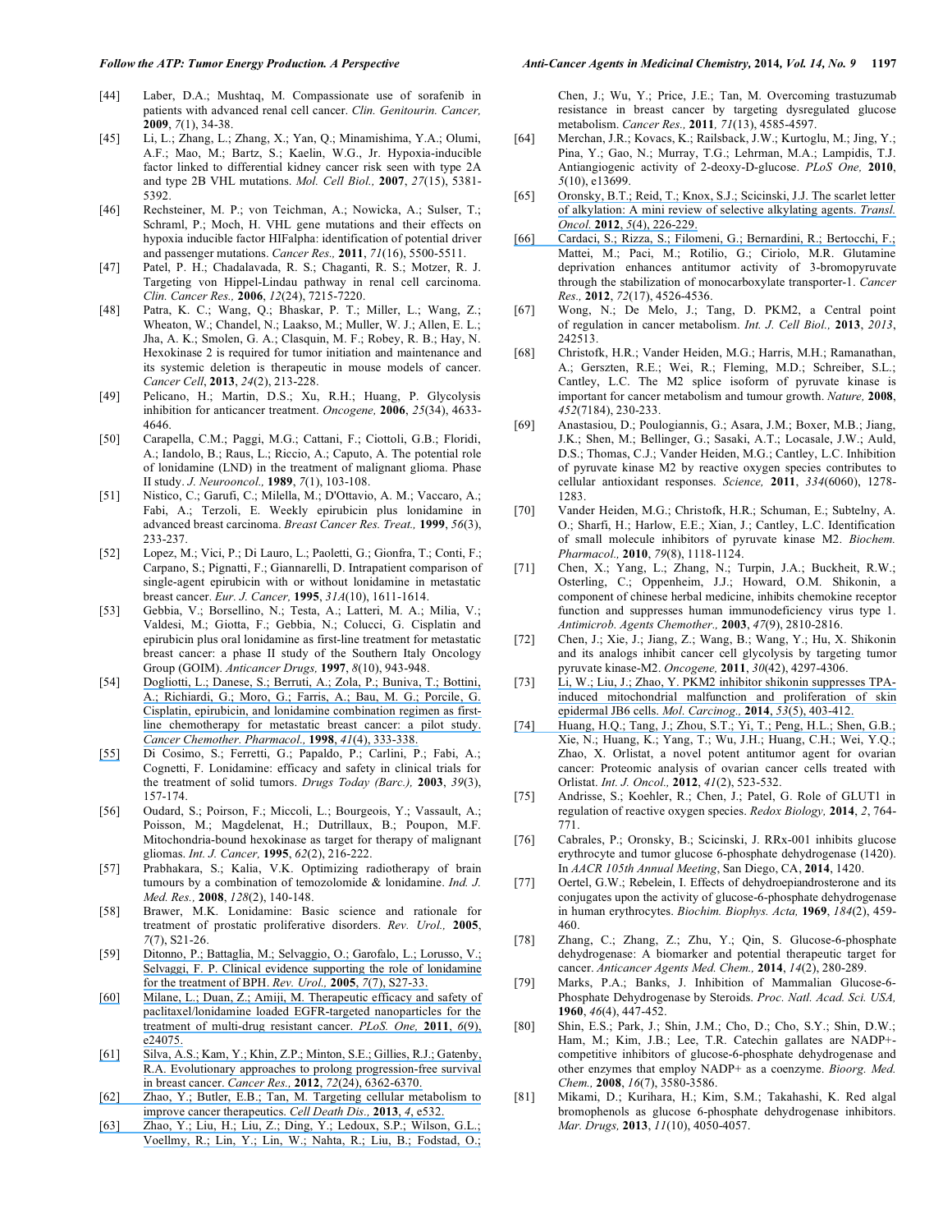[44] Laber, D.A.; Mushtaq, M. Compassionate use of sorafenib in patients with advanced renal cell cancer. *Clin. Genitourin. Cancer,* **2009**, *7*(1), 34-38.

[45] Li, L.; Zhang, L.; Zhang, X.; Yan, Q.; Minamishima, Y.A.; Olumi, A.F.; Mao, M.; Bartz, S.; Kaelin, W.G., Jr. Hypoxia-inducible factor linked to differential kidney cancer risk seen with type 2A and type 2B VHL mutations. *Mol. Cell Biol.,* **2007**, *27*(15), 5381-5392.

[46] Rechsteiner, M. P.; von Teichman, A.; Nowicka, A.; Sulser, T.; Schraml, P.; Moch, H. VHL gene mutations and their effects on hypoxia inducible factor HIFalpha: identification of potential driver and passenger mutations. *Cancer Res.,* **2011**, *71*(16), 5500-5511.

[47] Patel, P. H.; Chadalavada, R. S.; Chaganti, R. S.; Motzer, R. J. Targeting von Hippel-Lindau pathway in renal cell carcinoma. *Clin. Cancer Res.,* **2006**, *12*(24), 7215-7220.

[48] Patra, K. C.; Wang, Q.; Bhaskar, P. T.; Miller, L.; Wang, Z.; Wheaton, W.; Chandel, N.; Laakso, M.; Muller, W. J.; Allen, E. L.; Jha, A. K.; Smolen, G. A.; Clasquin, M. F.; Robey, R. B.; Hay, N. Hexokinase 2 is required for tumor initiation and maintenance and its systemic deletion is therapeutic in mouse models of cancer. *Cancer Cell*, **2013**, *24*(2), 213-228.

[49] Pelicano, H.; Martin, D.S.; Xu, R.H.; Huang, P. Glycolysis inhibition for anticancer treatment. *Oncogene,* **2006**, *25*(34), 4633-4646.

[50] Carapella, C.M.; Paggi, M.G.; Cattani, F.; Ciottoli, G.B.; Floridi, A.; Iandolo, B.; Raus, L.; Riccio, A.; Caputo, A. The potential role of lonidamine (LND) in the treatment of malignant glioma. Phase II study. *J. Neurooncol.,* **1989**, *7*(1), 103-108.

[51] Nistico, C.; Garufi, C.; Milella, M.; D'Ottavio, A. M.; Vaccaro, A.; Fabi, A.; Terzoli, E. Weekly epirubicin plus lonidamine in advanced breast carcinoma. *Breast Cancer Res. Treat.,* **1999**, *56*(3), 233-237.

[52] Lopez, M.; Vici, P.; Di Lauro, L.; Paoletti, G.; Gionfra, T.; Conti, F.; Carpano, S.; Pignatti, F.; Giannarelli, D. Intrapatient comparison of single-agent epirubicin with or without lonidamine in metastatic breast cancer. *Eur. J. Cancer,* **1995**, *31A*(10), 1611-1614.

[53] Gebbia, V.; Borsellino, N.; Testa, A.; Latteri, M. A.; Milia, V.; Valdesi, M.; Giotta, F.; Gebbia, N.; Colucci, G. Cisplatin and epirubicin plus oral lonidamine as first-line treatment for metastatic breast cancer: a phase II study of the Southern Italy Oncology Group (GOIM). *Anticancer Drugs,* **1997**, *8*(10), 943-948.

[54] Dogliotti, L.; Danese, S.; Berruti, A.; Zola, P.; Buniva, T.; Bottini, A.; Richiardi, G.; Moro, G.; Farris, A.; Bau, M. G.; Porcile, G. Cisplatin, epirubicin, and lonidamine combination regimen as first-line chemotherapy for metastatic breast cancer: a pilot study. *Cancer Chemother. Pharmacol.,* **1998**, *41*(4), 333-338.

[55] Di Cosimo, S.; Ferretti, G.; Papaldo, P.; Carlini, P.; Fabi, A.; Cognetti, F. Lonidamine: efficacy and safety in clinical trials for the treatment of solid tumors. *Drugs Today (Barc.),* **2003**, *39*(3), 157-174.

[56] Oudard, S.; Poirson, F.; Miccoli, L.; Bourgeois, Y.; Vassault, A.; Poisson, M.; Magdelenat, H.; Dutrillaux, B.; Poupon, M.F. Mitochondria-bound hexokinase as target for therapy of malignant gliomas. *Int. J. Cancer,* **1995**, *62*(2), 216-222.

[57] Prabhakara, S.; Kalia, V.K. Optimizing radiotherapy of brain tumours by a combination of temozolomide & lonidamine. *Ind. J. Med. Res.,* **2008**, *128*(2), 140-148.

[58] Brawer, M.K. Lonidamine: Basic science and rationale for treatment of prostatic proliferative disorders. *Rev. Urol.,* **2005**, *7*(7), S21-26.

[59] Ditonno, P.; Battaglia, M.; Selvaggio, O.; Garofalo, L.; Lorusso, V.; Selvaggi, F. P. Clinical evidence supporting the role of lonidamine for the treatment of BPH. *Rev. Urol.,* **2005**, *7*(7), S27-33.

[60] Milane, L.; Duan, Z.; Amiji, M. Therapeutic efficacy and safety of paclitaxel/lonidamine loaded EGFR-targeted nanoparticles for the treatment of multi-drug resistant cancer. *PLoS. One,* **2011**, *6*(9), e24075.

[61] Silva, A.S.; Kam, Y.; Khin, Z.P.; Minton, S.E.; Gillies, R.J.; Gatenby, R.A. Evolutionary approaches to prolong progression-free survival in breast cancer. *Cancer Res.,* **2012**, *72*(24), 6362-6370.

[62] Zhao, Y.; Butler, E.B.; Tan, M. Targeting cellular metabolism to improve cancer therapeutics. *Cell Death Dis.,* **2013**, *4*, e532.

[63] Zhao, Y.; Liu, H.; Liu, Z.; Ding, Y.; Ledoux, S.P.; Wilson, G.L.; Voellmy, R.; Lin, Y.; Lin, W.; Nahta, R.; Liu, B.; Fodstad, O.; Chen, J.; Wu, Y.; Price, J.E.; Tan, M. Overcoming trastuzumab resistance in breast cancer by targeting dysregulated glucose metabolism. *Cancer Res.,* **2011**, *71*(13), 4585-4597.

[64] Merchan, J.R.; Kovacs, K.; Railsback, J.W.; Kurtoglu, M.; Jing, Y.; Pina, Y.; Gao, N.; Murray, T.G.; Lehrman, M.A.; Lampidis, T.J. Antiangiogenic activity of 2-deoxy-D-glucose. *PLoS One,* **2010**, *5*(10), e13699.

[65] Oronsky, B.T.; Reid, T.; Knox, S.J.; Scicinski, J.J. The scarlet letter of alkylation: A mini review of selective alkylating agents. *Transl. Oncol.* **2012**, *5*(4), 226-229.

[66] Cardaci, S.; Rizza, S.; Filomeni, G.; Bernardini, R.; Bertocchi, F.; Mattei, M.; Paci, M.; Rotilio, G.; Ciriolo, M.R. Glutamine deprivation enhances antitumor activity of 3-bromopyruvate through the stabilization of monocarboxylate transporter-1. *Cancer Res.,* **2012**, *72*(17), 4526-4536.

[67] Wong, N.; De Melo, J.; Tang, D. PKM2, a Central point of regulation in cancer metabolism. *Int. J. Cell Biol.,* **2013**, *2013*, 242513.

[68] Christofk, H.R.; Vander Heiden, M.G.; Harris, M.H.; Ramanathan, A.; Gerszten, R.E.; Wei, R.; Fleming, M.D.; Schreiber, S.L.; Cantley, L.C. The M2 splice isoform of pyruvate kinase is important for cancer metabolism and tumour growth. *Nature,* **2008**, *452*(7184), 230-233.

[69] Anastasiou, D.; Poulogiannis, G.; Asara, J.M.; Boxer, M.B.; Jiang, J.K.; Shen, M.; Bellinger, G.; Sasaki, A.T.; Locasale, J.W.; Auld, D.S.; Thomas, C.J.; Vander Heiden, M.G.; Cantley, L.C. Inhibition of pyruvate kinase M2 by reactive oxygen species contributes to cellular antioxidant responses. *Science,* **2011**, *334*(6060), 1278-1283.

[70] Vander Heiden, M.G.; Christofk, H.R.; Schuman, E.; Subtelny, A. O.; Sharfi, H.; Harlow, E.E.; Xian, J.; Cantley, L.C. Identification of small molecule inhibitors of pyruvate kinase M2. *Biochem. Pharmacol.,* **2010**, *79*(8), 1118-1124.

[71] Chen, X.; Yang, L.; Zhang, N.; Turpin, J.A.; Buckheit, R.W.; Osterling, C.; Oppenheim, J.J.; Howard, O.M. Shikonin, a component of chinese herbal medicine, inhibits chemokine receptor function and suppresses human immunodeficiency virus type 1. *Antimicrob. Agents Chemother.,* **2003**, *47*(9), 2810-2816.

[72] Chen, J.; Xie, J.; Jiang, Z.; Wang, B.; Wang, Y.; Hu, X. Shikonin and its analogs inhibit cancer cell glycolysis by targeting tumor pyruvate kinase-M2. *Oncogene,* **2011**, *30*(42), 4297-4306.

[73] Li, W.; Liu, J.; Zhao, Y. PKM2 inhibitor shikonin suppresses TPA-induced mitochondrial malfunction and proliferation of skin epidermal JB6 cells. *Mol. Carcinog.,* **2014**, *53*(5), 403-412.

[74] Huang, H.Q.; Tang, J.; Zhou, S.T.; Yi, T.; Peng, H.L.; Shen, G.B.; Xie, N.; Huang, K.; Yang, T.; Wu, J.H.; Huang, C.H.; Wei, Y.Q.; Zhao, X. Orlistat, a novel potent antitumor agent for ovarian cancer: Proteomic analysis of ovarian cancer cells treated with Orlistat. *Int. J. Oncol.,* **2012**, *41*(2), 523-532.

[75] Andrisse, S.; Koehler, R.; Chen, J.; Patel, G. Role of GLUT1 in regulation of reactive oxygen species. *Redox Biology,* **2014**, *2*, 764-771.

[76] Cabrales, P.; Oronsky, B.; Scicinski, J. RRx-001 inhibits glucose erythrocyte and tumor glucose 6-phosphate dehydrogenase (1420). In *AACR 105th Annual Meeting*, San Diego, CA, **2014**, 1420.

[77] Oertel, G.W.; Rebelein, I. Effects of dehydroepiandrosterone and its conjugates upon the activity of glucose-6-phosphate dehydrogenase in human erythrocytes. *Biochim. Biophys. Acta,* **1969**, *184*(2), 459-460.

[78] Zhang, C.; Zhang, Z.; Zhu, Y.; Qin, S. Glucose-6-phosphate dehydrogenase: A biomarker and potential therapeutic target for cancer. *Anticancer Agents Med. Chem.,* **2014**, *14*(2), 280-289.

[79] Marks, P.A.; Banks, J. Inhibition of Mammalian Glucose-6-Phosphate Dehydrogenase by Steroids. *Proc. Natl. Acad. Sci. USA,* **1960**, *46*(4), 447-452.

[80] Shin, E.S.; Park, J.; Shin, J.M.; Cho, D.; Cho, S.Y.; Shin, D.W.; Ham, M.; Kim, J.B.; Lee, T.R. Catechin gallates are NADP+-competitive inhibitors of glucose-6-phosphate dehydrogenase and other enzymes that employ NADP+ as a coenzyme. *Bioorg. Med. Chem.,* **2008**, *16*(7), 3580-3586.

[81] Mikami, D.; Kurihara, H.; Kim, S.M.; Takahashi, K. Red algal bromophenols as glucose 6-phosphate dehydrogenase inhibitors. *Mar. Drugs,* **2013**, *11*(10), 4050-4057.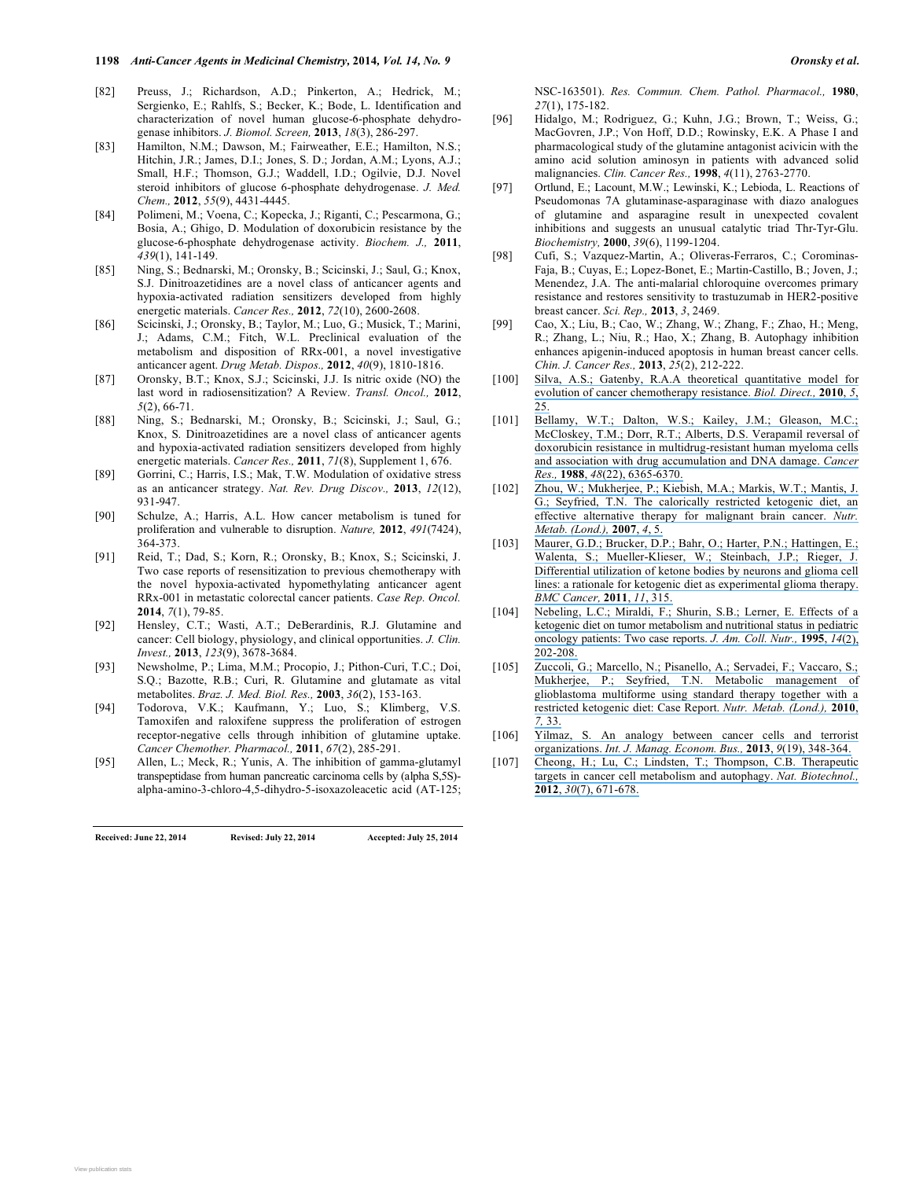[82] Preuss, J.; Richardson, A.D.; Pinkerton, A.; Hedrick, M.; Sergienko, E.; Rahlfs, S.; Becker, K.; Bode, L. Identification and characterization of novel human glucose-6-phosphate dehydrogenase inhibitors. *J. Biomol. Screen,* **2013**, *18*(3), 286-297.

[83] Hamilton, N.M.; Dawson, M.; Fairweather, E.E.; Hamilton, N.S.; Hitchin, J.R.; James, D.I.; Jones, S. D.; Jordan, A.M.; Lyons, A.J.; Small, H.F.; Thomson, G.J.; Waddell, I.D.; Ogilvie, D.J. Novel steroid inhibitors of glucose 6-phosphate dehydrogenase. *J. Med. Chem.,* **2012**, *55*(9), 4431-4445.

[84] Polimeni, M.; Voena, C.; Kopecka, J.; Riganti, C.; Pescarmona, G.; Bosia, A.; Ghigo, D. Modulation of doxorubicin resistance by the glucose-6-phosphate dehydrogenase activity. *Biochem. J.,* **2011**, *439*(1), 141-149.

[85] Ning, S.; Bednarski, M.; Oronsky, B.; Scicinski, J.; Saul, G.; Knox, S.J. Dinitroazetidines are a novel class of anticancer agents and hypoxia-activated radiation sensitizers developed from highly energetic materials. *Cancer Res.,* **2012**, *72*(10), 2600-2608.

[86] Scicinski, J.; Oronsky, B.; Taylor, M.; Luo, G.; Musick, T.; Marini, J.; Adams, C.M.; Fitch, W.L. Preclinical evaluation of the metabolism and disposition of RRx-001, a novel investigative anticancer agent. *Drug Metab. Dispos.,* **2012**, *40*(9), 1810-1816.

[87] Oronsky, B.T.; Knox, S.J.; Scicinski, J.J. Is nitric oxide (NO) the last word in radiosensitization? A Review. *Transl. Oncol.,* **2012**, *5*(2), 66-71.

[88] Ning, S.; Bednarski, M.; Oronsky, B.; Scicinski, J.; Saul, G.; Knox, S. Dinitroazetidines are a novel class of anticancer agents and hypoxia-activated radiation sensitizers developed from highly energetic materials. *Cancer Res.,* **2011**, *71*(8), Supplement 1, 676.

[89] Gorrini, C.; Harris, I.S.; Mak, T.W. Modulation of oxidative stress as an anticancer strategy. *Nat. Rev. Drug Discov.,* **2013**, *12*(12), 931-947.

[90] Schulze, A.; Harris, A.L. How cancer metabolism is tuned for proliferation and vulnerable to disruption. *Nature,* **2012**, *491*(7424), 364-373.

[91] Reid, T.; Dad, S.; Korn, R.; Oronsky, B.; Knox, S.; Scicinski, J. Two case reports of resensitization to previous chemotherapy with the novel hypoxia-activated hypomethylating anticancer agent RRx-001 in metastatic colorectal cancer patients. *Case Rep. Oncol.* **2014**, *7*(1), 79-85.

[92] Hensley, C.T.; Wasti, A.T.; DeBerardinis, R.J. Glutamine and cancer: Cell biology, physiology, and clinical opportunities. *J. Clin. Invest.,* **2013**, *123*(9), 3678-3684.

[93] Newsholme, P.; Lima, M.M.; Procopio, J.; Pithon-Curi, T.C.; Doi, S.Q.; Bazotte, R.B.; Curi, R. Glutamine and glutamate as vital metabolites. *Braz. J. Med. Biol. Res.,* **2003**, *36*(2), 153-163.

[94] Todorova, V.K.; Kaufmann, Y.; Luo, S.; Klimberg, V.S. Tamoxifen and raloxifene suppress the proliferation of estrogen receptor-negative cells through inhibition of glutamine uptake. *Cancer Chemother. Pharmacol.,* **2011**, *67*(2), 285-291.

[95] Allen, L.; Meck, R.; Yunis, A. The inhibition of gamma-glutamyl transpeptidase from human pancreatic carcinoma cells by (alpha S,5S)-alpha-amino-3-chloro-4,5-dihydro-5-isoxazoleacetic acid (AT-125; NSC-163501). *Res. Commun. Chem. Pathol. Pharmacol.,* **1980**, *27*(1), 175-182.

[96] Hidalgo, M.; Rodriguez, G.; Kuhn, J.G.; Brown, T.; Weiss, G.; MacGovern, J.P.; Von Hoff, D.D.; Rowinsky, E.K. A Phase I and pharmacological study of the glutamine antagonist acivicin with the amino acid solution aminosyn in patients with advanced solid malignancies. *Clin. Cancer Res.,* **1998**, *4*(11), 2763-2770.

[97] Ortlund, E.; Lacount, M.W.; Lewinski, K.; Lebioda, L. Reactions of Pseudomonas 7A glutaminase-asparaginase with diazo analogues of glutamine and asparagine result in unexpected covalent inhibitions and suggests an unusual catalytic triad Thr-Tyr-Glu. *Biochemistry,* **2000**, *39*(6), 1199-1204.

[98] Cufi, S.; Vazquez-Martin, A.; Oliveras-Ferraros, C.; Corominas-Faja, B.; Cuyas, E.; Lopez-Bonet, E.; Martin-Castillo, B.; Joven, J.; Menendez, J.A. The anti-malarial chloroquine overcomes primary resistance and restores sensitivity to trastuzumab in HER2-positive breast cancer. *Sci. Rep.,* **2013**, *3*, 2469.

[99] Cao, X.; Liu, B.; Cao, W.; Zhang, W.; Zhang, F.; Zhao, H.; Meng, R.; Zhang, L.; Niu, R.; Hao, X.; Zhang, B. Autophagy inhibition enhances apigenin-induced apoptosis in human breast cancer cells. *Chin. J. Cancer Res.,* **2013**, *25*(2), 212-222.

[100] Silva, A.S.; Gatenby, R.A.A theoretical quantitative model for evolution of cancer chemotherapy resistance. *Biol. Direct.,* **2010**, *5*, 25.

[101] Bellamy, W.T.; Dalton, W.S.; Kailey, J.M.; Gleason, M.C.; McCloskey, T.M.; Dorr, R.T.; Alberts, D.S. Verapamil reversal of doxorubicin resistance in multidrug-resistant human myeloma cells and association with drug accumulation and DNA damage. *Cancer Res.,* **1988**, *48*(22), 6365-6370.

[102] Zhou, W.; Mukherjee, P.; Kiebish, M.A.; Markis, W.T.; Mantis, J. G.; Seyfried, T.N. The calorically restricted ketogenic diet, an effective alternative therapy for malignant brain cancer. *Nutr. Metab. (Lond.),* **2007**, *4*, 5.

[103] Maurer, G.D.; Brucker, D.P.; Bahr, O.; Harter, P.N.; Hattingen, E.; Walenta, S.; Mueller-Klieser, W.; Steinbach, J.P.; Rieger, J. Differential utilization of ketone bodies by neurons and glioma cell lines: a rationale for ketogenic diet as experimental glioma therapy. *BMC Cancer,* **2011**, *11*, 315.

[104] Nebeling, L.C.; Miraldi, F.; Shurin, S.B.; Lerner, E. Effects of a ketogenic diet on tumor metabolism and nutritional status in pediatric oncology patients: Two case reports. *J. Am. Coll. Nutr.,* **1995**, *14*(2), 202-208.

[105] Zuccoli, G.; Marcello, N.; Pisanello, A.; Servadei, F.; Vaccaro, S.; Mukherjee, P.; Seyfried, T.N. Metabolic management of glioblastoma multiforme using standard therapy together with a restricted ketogenic diet: Case Report. *Nutr. Metab. (Lond.),* **2010**, *7*, 33.

[106] Yilmaz, S. An analogy between cancer cells and terrorist organizations. *Int. J. Manag. Econom. Bus.,* **2013**, *9*(19), 348-364.

[107] Cheong, H.; Lu, C.; Lindsten, T.; Thompson, C.B. Therapeutic targets in cancer cell metabolism and autophagy. *Nat. Biotechnol.,* **2012**, *30*(7), 671-678.

**Received: June 22, 2014 Revised: July 22, 2014 Accepted: July 25, 2014**